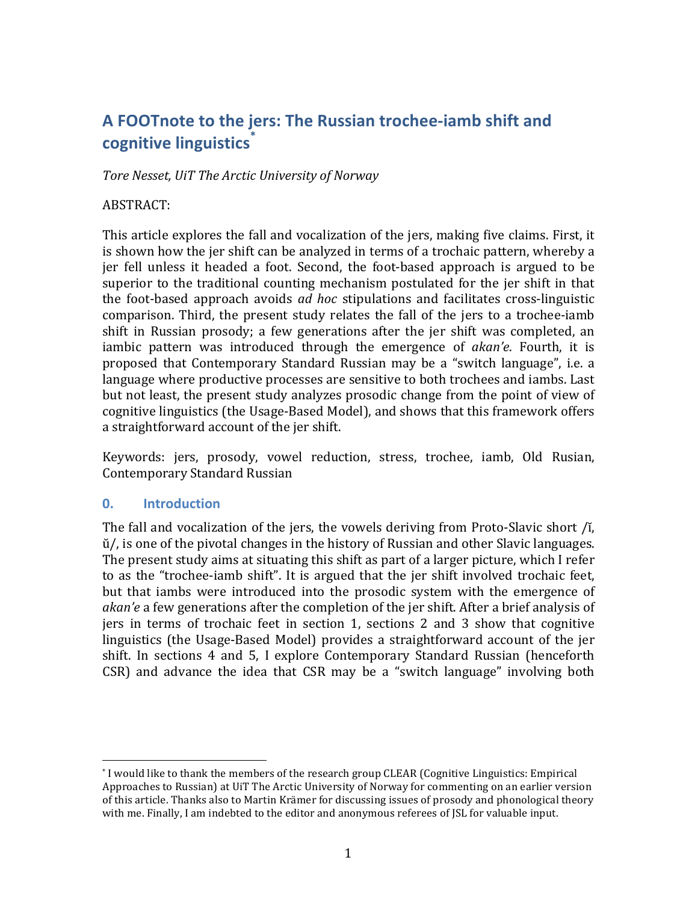# A FOOTnote to the jers: The Russian trochee-iamb shift and cognitive linguistics[*]

*Tore Nesset, UiT The Arctic University of Norway*

ABSTRACT:

This article explores the fall and vocalization of the jers, making five claims. First, it is shown how the jer shift can be analyzed in terms of a trochaic pattern, whereby a jer fell unless it headed a foot. Second, the foot-based approach is argued to be superior to the traditional counting mechanism postulated for the jer shift in that the foot-based approach avoids *ad hoc* stipulations and facilitates cross-linguistic comparison. Third, the present study relates the fall of the jers to a trochee-iamb shift in Russian prosody; a few generations after the jer shift was completed, an iambic pattern was introduced through the emergence of *akan'e*. Fourth, it is proposed that Contemporary Standard Russian may be a "switch language", i.e. a language where productive processes are sensitive to both trochees and iambs. Last but not least, the present study analyzes prosodic change from the point of view of cognitive linguistics (the Usage-Based Model), and shows that this framework offers a straightforward account of the jer shift.

Keywords: jers, prosody, vowel reduction, stress, trochee, iamb, Old Rusian, Contemporary Standard Russian

## 0. Introduction

The fall and vocalization of the jers, the vowels deriving from Proto-Slavic short /ĭ, ŭ/, is one of the pivotal changes in the history of Russian and other Slavic languages. The present study aims at situating this shift as part of a larger picture, which I refer to as the "trochee-iamb shift". It is argued that the jer shift involved trochaic feet, but that iambs were introduced into the prosodic system with the emergence of *akan'e* a few generations after the completion of the jer shift. After a brief analysis of jers in terms of trochaic feet in section 1, sections 2 and 3 show that cognitive linguistics (the Usage-Based Model) provides a straightforward account of the jer shift. In sections 4 and 5, I explore Contemporary Standard Russian (henceforth CSR) and advance the idea that CSR may be a "switch language" involving both

---

[*] I would like to thank the members of the research group CLEAR (Cognitive Linguistics: Empirical Approaches to Russian) at UiT The Arctic University of Norway for commenting on an earlier version of this article. Thanks also to Martin Krämer for discussing issues of prosody and phonological theory with me. Finally, I am indebted to the editor and anonymous referees of JSL for valuable input.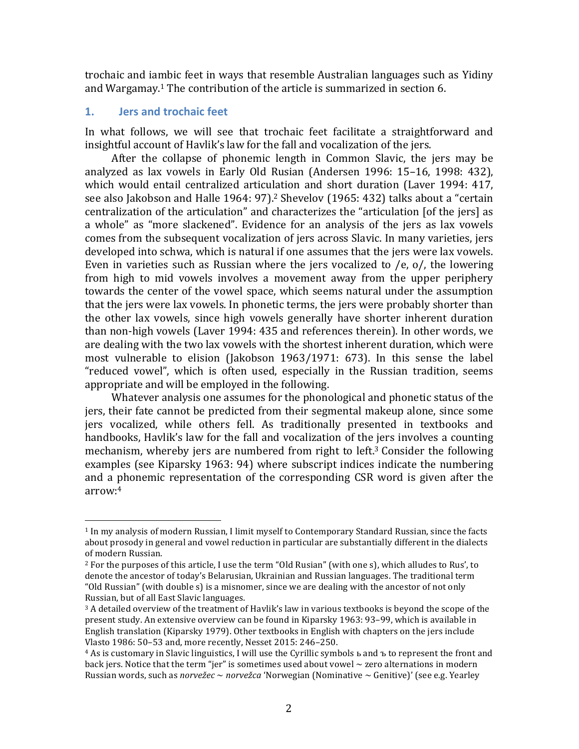trochaic and iambic feet in ways that resemble Australian languages such as Yidiny and Wargamay.[1] The contribution of the article is summarized in section 6.

## 1. Jers and trochaic feet

In what follows, we will see that trochaic feet facilitate a straightforward and insightful account of Havlik's law for the fall and vocalization of the jers.

After the collapse of phonemic length in Common Slavic, the jers may be analyzed as lax vowels in Early Old Rusian (Andersen 1996: 15–16, 1998: 432), which would entail centralized articulation and short duration (Laver 1994: 417, see also Jakobson and Halle 1964: 97).[2] Shevelov (1965: 432) talks about a "certain centralization of the articulation" and characterizes the "articulation [of the jers] as a whole" as "more slackened". Evidence for an analysis of the jers as lax vowels comes from the subsequent vocalization of jers across Slavic. In many varieties, jers developed into schwa, which is natural if one assumes that the jers were lax vowels. Even in varieties such as Russian where the jers vocalized to /e, o/, the lowering from high to mid vowels involves a movement away from the upper periphery towards the center of the vowel space, which seems natural under the assumption that the jers were lax vowels. In phonetic terms, the jers were probably shorter than the other lax vowels, since high vowels generally have shorter inherent duration than non-high vowels (Laver 1994: 435 and references therein). In other words, we are dealing with the two lax vowels with the shortest inherent duration, which were most vulnerable to elision (Jakobson 1963/1971: 673). In this sense the label "reduced vowel", which is often used, especially in the Russian tradition, seems appropriate and will be employed in the following.

Whatever analysis one assumes for the phonological and phonetic status of the jers, their fate cannot be predicted from their segmental makeup alone, since some jers vocalized, while others fell. As traditionally presented in textbooks and handbooks, Havlik's law for the fall and vocalization of the jers involves a counting mechanism, whereby jers are numbered from right to left.[3] Consider the following examples (see Kiparsky 1963: 94) where subscript indices indicate the numbering and a phonemic representation of the corresponding CSR word is given after the arrow:[4]

---

[1] In my analysis of modern Russian, I limit myself to Contemporary Standard Russian, since the facts about prosody in general and vowel reduction in particular are substantially different in the dialects of modern Russian.

[2] For the purposes of this article, I use the term "Old Rusian" (with one s), which alludes to Rus', to denote the ancestor of today's Belarusian, Ukrainian and Russian languages. The traditional term "Old Russian" (with double s) is a misnomer, since we are dealing with the ancestor of not only Russian, but of all East Slavic languages.

[3] A detailed overview of the treatment of Havlik's law in various textbooks is beyond the scope of the present study. An extensive overview can be found in Kiparsky 1963: 93–99, which is available in English translation (Kiparsky 1979). Other textbooks in English with chapters on the jers include Vlasto 1986: 50–53 and, more recently, Nesset 2015: 246–250.

[4] As is customary in Slavic linguistics, I will use the Cyrillic symbols ь and ъ to represent the front and back jers. Notice that the term "jer" is sometimes used about vowel ~ zero alternations in modern Russian words, such as *norvežec* ~ *norvežca* 'Norwegian (Nominative ~ Genitive)' (see e.g. Yearley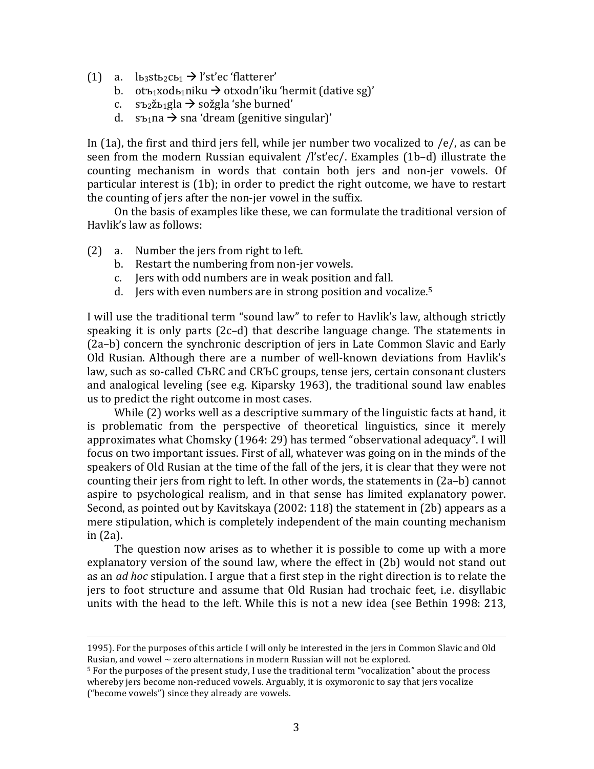(1) a. $lь_3stь_2cь_1$ → l'st'ec 'flatterer'
 b. $otъ_1xodь_1niku$ → otxodn'iku 'hermit (dative sg)'
 c. $sъ_2žь_1gla$ → sožgla 'she burned'
 d. $sъ_1na$ → sna 'dream (genitive singular)'

In (1a), the first and third jers fell, while jer number two vocalized to /e/, as can be seen from the modern Russian equivalent /l'st'ec/. Examples (1b–d) illustrate the counting mechanism in words that contain both jers and non-jer vowels. Of particular interest is (1b); in order to predict the right outcome, we have to restart the counting of jers after the non-jer vowel in the suffix.

On the basis of examples like these, we can formulate the traditional version of Havlik's law as follows:

(2) a. Number the jers from right to left.
 b. Restart the numbering from non-jer vowels.
 c. Jers with odd numbers are in weak position and fall.
 d. Jers with even numbers are in strong position and vocalize.[5]

I will use the traditional term "sound law" to refer to Havlik's law, although strictly speaking it is only parts (2c–d) that describe language change. The statements in (2a–b) concern the synchronic description of jers in Late Common Slavic and Early Old Rusian. Although there are a number of well-known deviations from Havlik's law, such as so-called CЪRC and CRЪC groups, tense jers, certain consonant clusters and analogical leveling (see e.g. Kiparsky 1963), the traditional sound law enables us to predict the right outcome in most cases.

While (2) works well as a descriptive summary of the linguistic facts at hand, it is problematic from the perspective of theoretical linguistics, since it merely approximates what Chomsky (1964: 29) has termed "observational adequacy". I will focus on two important issues. First of all, whatever was going on in the minds of the speakers of Old Rusian at the time of the fall of the jers, it is clear that they were not counting their jers from right to left. In other words, the statements in (2a–b) cannot aspire to psychological realism, and in that sense has limited explanatory power. Second, as pointed out by Kavitskaya (2002: 118) the statement in (2b) appears as a mere stipulation, which is completely independent of the main counting mechanism in (2a).

The question now arises as to whether it is possible to come up with a more explanatory version of the sound law, where the effect in (2b) would not stand out as an *ad hoc* stipulation. I argue that a first step in the right direction is to relate the jers to foot structure and assume that Old Rusian had trochaic feet, i.e. disyllabic units with the head to the left. While this is not a new idea (see Bethin 1998: 213,

---

1995). For the purposes of this article I will only be interested in the jers in Common Slavic and Old Rusian, and vowel ~ zero alternations in modern Russian will not be explored.

[5] For the purposes of the present study, I use the traditional term "vocalization" about the process whereby jers become non-reduced vowels. Arguably, it is oxymoronic to say that jers vocalize ("become vowels") since they already are vowels.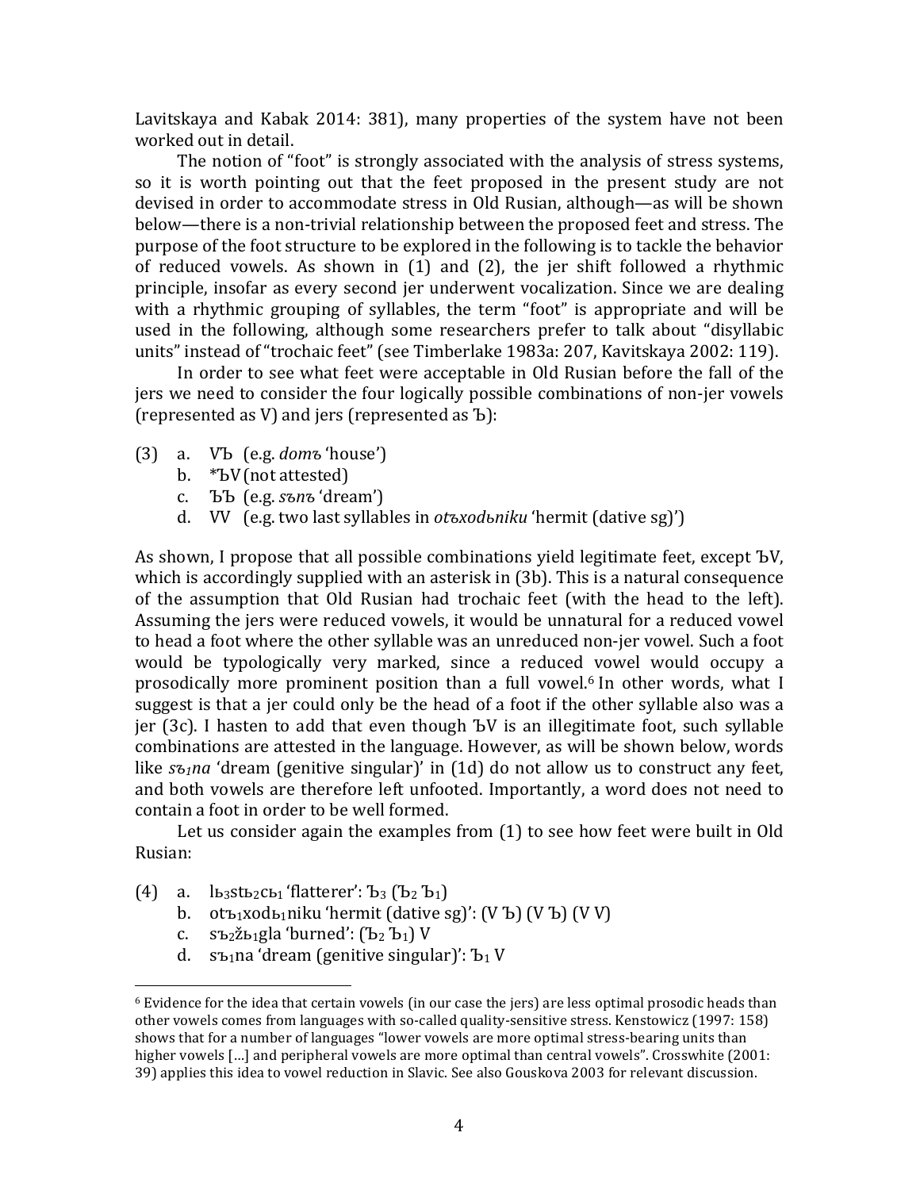Lavitskaya and Kabak 2014: 381), many properties of the system have not been worked out in detail.

The notion of "foot" is strongly associated with the analysis of stress systems, so it is worth pointing out that the feet proposed in the present study are not devised in order to accommodate stress in Old Rusian, although—as will be shown below—there is a non-trivial relationship between the proposed feet and stress. The purpose of the foot structure to be explored in the following is to tackle the behavior of reduced vowels. As shown in (1) and (2), the jer shift followed a rhythmic principle, insofar as every second jer underwent vocalization. Since we are dealing with a rhythmic grouping of syllables, the term "foot" is appropriate and will be used in the following, although some researchers prefer to talk about "disyllabic units" instead of "trochaic feet" (see Timberlake 1983a: 207, Kavitskaya 2002: 119).

In order to see what feet were acceptable in Old Rusian before the fall of the jers we need to consider the four logically possible combinations of non-jer vowels (represented as V) and jers (represented as Ъ):

(3) a. VЪ (e.g. *domъ* 'house')
  b. *ЪV (not attested)
  c. ЪЪ (e.g. *sъnъ* 'dream')
  d. VV (e.g. two last syllables in *otъxodьniku* 'hermit (dative sg)')

As shown, I propose that all possible combinations yield legitimate feet, except ЪV, which is accordingly supplied with an asterisk in (3b). This is a natural consequence of the assumption that Old Rusian had trochaic feet (with the head to the left). Assuming the jers were reduced vowels, it would be unnatural for a reduced vowel to head a foot where the other syllable was an unreduced non-jer vowel. Such a foot would be typologically very marked, since a reduced vowel would occupy a prosodically more prominent position than a full vowel.[6] In other words, what I suggest is that a jer could only be the head of a foot if the other syllable also was a jer (3c). I hasten to add that even though ЪV is an illegitimate foot, such syllable combinations are attested in the language. However, as will be shown below, words like *s*$ъ_1$*na* 'dream (genitive singular)' in (1d) do not allow us to construct any feet, and both vowels are therefore left unfooted. Importantly, a word does not need to contain a foot in order to be well formed.

Let us consider again the examples from (1) to see how feet were built in Old Rusian:

(4) a. l$ь_3$st$ь_2$c$ь_1$ 'flatterer': $Ъ_3$ ($Ъ_2$ $Ъ_1$)
  b. ot$ъ_1$xod$ь_1$niku 'hermit (dative sg)': (V Ъ) (V Ъ) (V V)
  c. s$ъ_2$ž$ь_1$gla 'burned': ($Ъ_2$ $Ъ_1$) V
  d. s$ъ_1$na 'dream (genitive singular)': $Ъ_1$ V

---

[6] Evidence for the idea that certain vowels (in our case the jers) are less optimal prosodic heads than other vowels comes from languages with so-called quality-sensitive stress. Kenstowicz (1997: 158) shows that for a number of languages "lower vowels are more optimal stress-bearing units than higher vowels […] and peripheral vowels are more optimal than central vowels". Crosswhite (2001: 39) applies this idea to vowel reduction in Slavic. See also Gouskova 2003 for relevant discussion.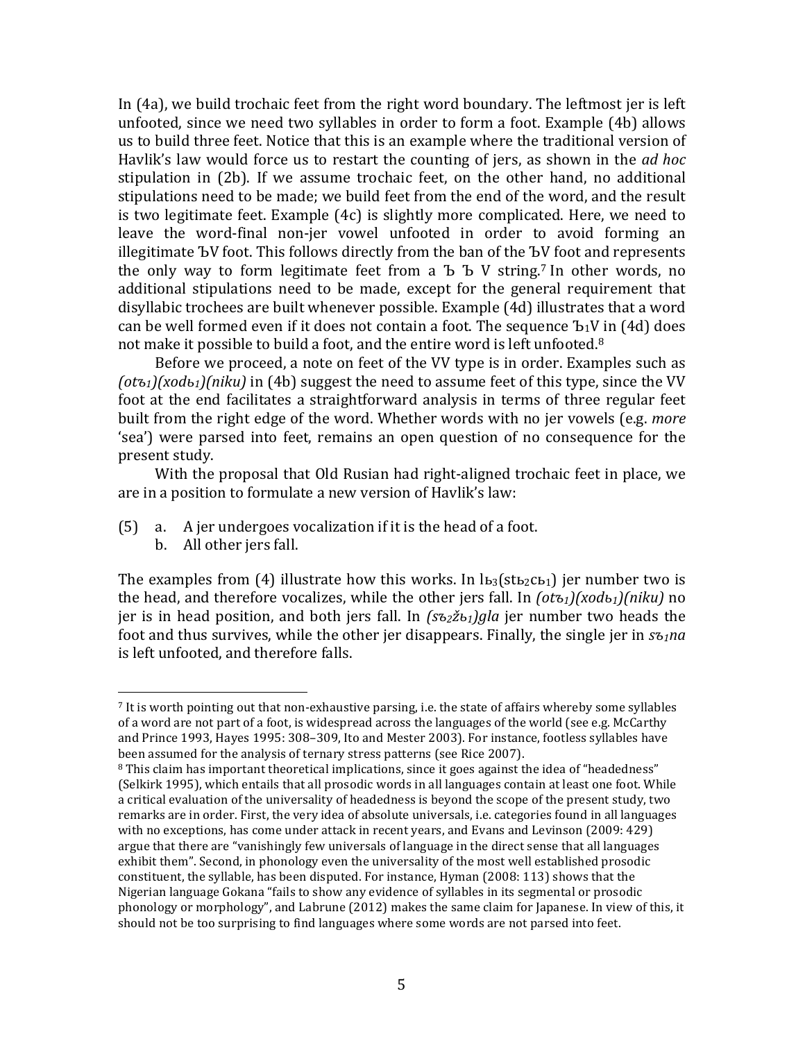In (4a), we build trochaic feet from the right word boundary. The leftmost jer is left unfooted, since we need two syllables in order to form a foot. Example (4b) allows us to build three feet. Notice that this is an example where the traditional version of Havlik's law would force us to restart the counting of jers, as shown in the *ad hoc* stipulation in (2b). If we assume trochaic feet, on the other hand, no additional stipulations need to be made; we build feet from the end of the word, and the result is two legitimate feet. Example (4c) is slightly more complicated. Here, we need to leave the word-final non-jer vowel unfooted in order to avoid forming an illegitimate ЪV foot. This follows directly from the ban of the ЪV foot and represents the only way to form legitimate feet from a Ъ Ъ V string.[7] In other words, no additional stipulations need to be made, except for the general requirement that disyllabic trochees are built whenever possible. Example (4d) illustrates that a word can be well formed even if it does not contain a foot. The sequence $Ъ_1$V in (4d) does not make it possible to build a foot, and the entire word is left unfooted.[8]

Before we proceed, a note on feet of the VV type is in order. Examples such as *(otъ₁)(xodь₁)(niku)* in (4b) suggest the need to assume feet of this type, since the VV foot at the end facilitates a straightforward analysis in terms of three regular feet built from the right edge of the word. Whether words with no jer vowels (e.g. *more* 'sea') were parsed into feet, remains an open question of no consequence for the present study.

With the proposal that Old Rusian had right-aligned trochaic feet in place, we are in a position to formulate a new version of Havlik's law:

(5) a. A jer undergoes vocalization if it is the head of a foot.
b. All other jers fall.

The examples from (4) illustrate how this works. In $lь_3(stь_2cь_1)$ jer number two is the head, and therefore vocalizes, while the other jers fall. In *(otъ₁)(xodь₁)(niku)* no jer is in head position, and both jers fall. In *(sъ₂žь₁)gla* jer number two heads the foot and thus survives, while the other jer disappears. Finally, the single jer in *sъ₁na* is left unfooted, and therefore falls.

---

[7] It is worth pointing out that non-exhaustive parsing, i.e. the state of affairs whereby some syllables of a word are not part of a foot, is widespread across the languages of the world (see e.g. McCarthy and Prince 1993, Hayes 1995: 308–309, Ito and Mester 2003). For instance, footless syllables have been assumed for the analysis of ternary stress patterns (see Rice 2007).

[8] This claim has important theoretical implications, since it goes against the idea of "headedness" (Selkirk 1995), which entails that all prosodic words in all languages contain at least one foot. While a critical evaluation of the universality of headedness is beyond the scope of the present study, two remarks are in order. First, the very idea of absolute universals, i.e. categories found in all languages with no exceptions, has come under attack in recent years, and Evans and Levinson (2009: 429) argue that there are "vanishingly few universals of language in the direct sense that all languages exhibit them". Second, in phonology even the universality of the most well established prosodic constituent, the syllable, has been disputed. For instance, Hyman (2008: 113) shows that the Nigerian language Gokana "fails to show any evidence of syllables in its segmental or prosodic phonology or morphology", and Labrune (2012) makes the same claim for Japanese. In view of this, it should not be too surprising to find languages where some words are not parsed into feet.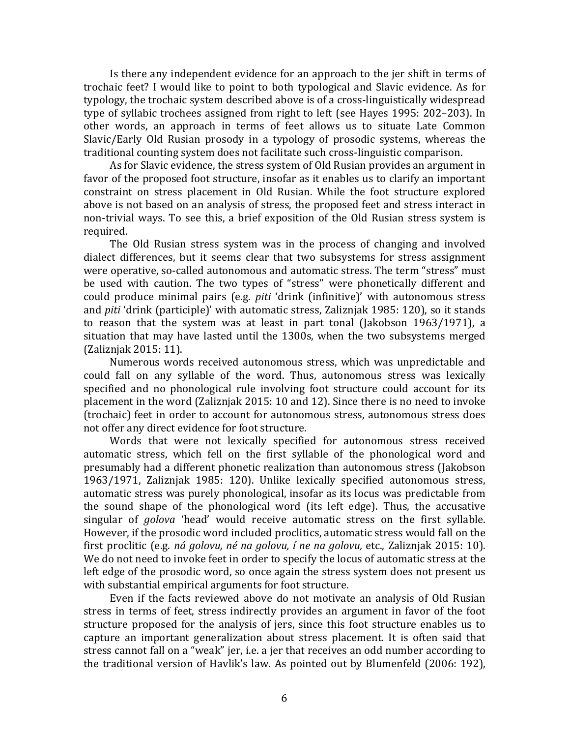Is there any independent evidence for an approach to the jer shift in terms of trochaic feet? I would like to point to both typological and Slavic evidence. As for typology, the trochaic system described above is of a cross-linguistically widespread type of syllabic trochees assigned from right to left (see Hayes 1995: 202–203). In other words, an approach in terms of feet allows us to situate Late Common Slavic/Early Old Rusian prosody in a typology of prosodic systems, whereas the traditional counting system does not facilitate such cross-linguistic comparison.

As for Slavic evidence, the stress system of Old Rusian provides an argument in favor of the proposed foot structure, insofar as it enables us to clarify an important constraint on stress placement in Old Rusian. While the foot structure explored above is not based on an analysis of stress, the proposed feet and stress interact in non-trivial ways. To see this, a brief exposition of the Old Rusian stress system is required.

The Old Rusian stress system was in the process of changing and involved dialect differences, but it seems clear that two subsystems for stress assignment were operative, so-called autonomous and automatic stress. The term "stress" must be used with caution. The two types of "stress" were phonetically different and could produce minimal pairs (e.g. *piti* 'drink (infinitive)' with autonomous stress and *piti* 'drink (participle)' with automatic stress, Zaliznjak 1985: 120), so it stands to reason that the system was at least in part tonal (Jakobson 1963/1971), a situation that may have lasted until the 1300s, when the two subsystems merged (Zaliznjak 2015: 11).

Numerous words received autonomous stress, which was unpredictable and could fall on any syllable of the word. Thus, autonomous stress was lexically specified and no phonological rule involving foot structure could account for its placement in the word (Zaliznjak 2015: 10 and 12). Since there is no need to invoke (trochaic) feet in order to account for autonomous stress, autonomous stress does not offer any direct evidence for foot structure.

Words that were not lexically specified for autonomous stress received automatic stress, which fell on the first syllable of the phonological word and presumably had a different phonetic realization than autonomous stress (Jakobson 1963/1971, Zaliznjak 1985: 120). Unlike lexically specified autonomous stress, automatic stress was purely phonological, insofar as its locus was predictable from the sound shape of the phonological word (its left edge). Thus, the accusative singular of *golova* 'head' would receive automatic stress on the first syllable. However, if the prosodic word included proclitics, automatic stress would fall on the first proclitic (e.g. *ná golovu, né na golovu, í ne na golovu,* etc., Zaliznjak 2015: 10). We do not need to invoke feet in order to specify the locus of automatic stress at the left edge of the prosodic word, so once again the stress system does not present us with substantial empirical arguments for foot structure.

Even if the facts reviewed above do not motivate an analysis of Old Rusian stress in terms of feet, stress indirectly provides an argument in favor of the foot structure proposed for the analysis of jers, since this foot structure enables us to capture an important generalization about stress placement. It is often said that stress cannot fall on a "weak" jer, i.e. a jer that receives an odd number according to the traditional version of Havlik's law. As pointed out by Blumenfeld (2006: 192),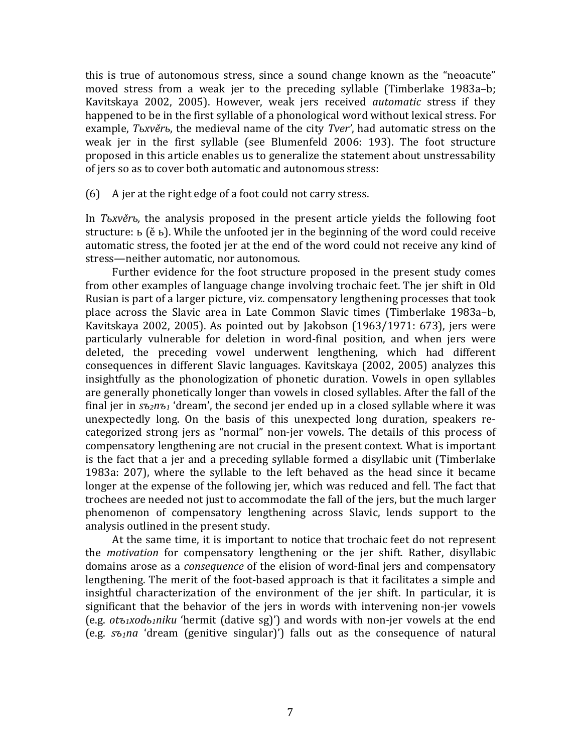this is true of autonomous stress, since a sound change known as the "neoacute" moved stress from a weak jer to the preceding syllable (Timberlake 1983a–b; Kavitskaya 2002, 2005). However, weak jers received *automatic* stress if they happened to be in the first syllable of a phonological word without lexical stress. For example, *Тъхvěrь*, the medieval name of the city *Tver'*, had automatic stress on the weak jer in the first syllable (see Blumenfeld 2006: 193). The foot structure proposed in this article enables us to generalize the statement about unstressability of jers so as to cover both automatic and autonomous stress:

(6) A jer at the right edge of a foot could not carry stress.

In *Тъхvěrь,* the analysis proposed in the present article yields the following foot structure: ь (ě ь). While the unfooted jer in the beginning of the word could receive automatic stress, the footed jer at the end of the word could not receive any kind of stress—neither automatic, nor autonomous.

Further evidence for the foot structure proposed in the present study comes from other examples of language change involving trochaic feet. The jer shift in Old Rusian is part of a larger picture, viz. compensatory lengthening processes that took place across the Slavic area in Late Common Slavic times (Timberlake 1983a–b, Kavitskaya 2002, 2005). As pointed out by Jakobson (1963/1971: 673), jers were particularly vulnerable for deletion in word-final position, and when jers were deleted, the preceding vowel underwent lengthening, which had different consequences in different Slavic languages. Kavitskaya (2002, 2005) analyzes this insightfully as the phonologization of phonetic duration. Vowels in open syllables are generally phonetically longer than vowels in closed syllables. After the fall of the final jer in *s*$ъ_2$*n*$ъ_1$ 'dream', the second jer ended up in a closed syllable where it was unexpectedly long. On the basis of this unexpected long duration, speakers re-categorized strong jers as "normal" non-jer vowels. The details of this process of compensatory lengthening are not crucial in the present context. What is important is the fact that a jer and a preceding syllable formed a disyllabic unit (Timberlake 1983a: 207), where the syllable to the left behaved as the head since it became longer at the expense of the following jer, which was reduced and fell. The fact that trochees are needed not just to accommodate the fall of the jers, but the much larger phenomenon of compensatory lengthening across Slavic, lends support to the analysis outlined in the present study.

At the same time, it is important to notice that trochaic feet do not represent the *motivation* for compensatory lengthening or the jer shift. Rather, disyllabic domains arose as a *consequence* of the elision of word-final jers and compensatory lengthening. The merit of the foot-based approach is that it facilitates a simple and insightful characterization of the environment of the jer shift. In particular, it is significant that the behavior of the jers in words with intervening non-jer vowels (e.g. *ot*$ъ_1$*xod*$ь_1$*niku* 'hermit (dative sg)') and words with non-jer vowels at the end (e.g. *s*$ъ_1$*na* 'dream (genitive singular)') falls out as the consequence of natural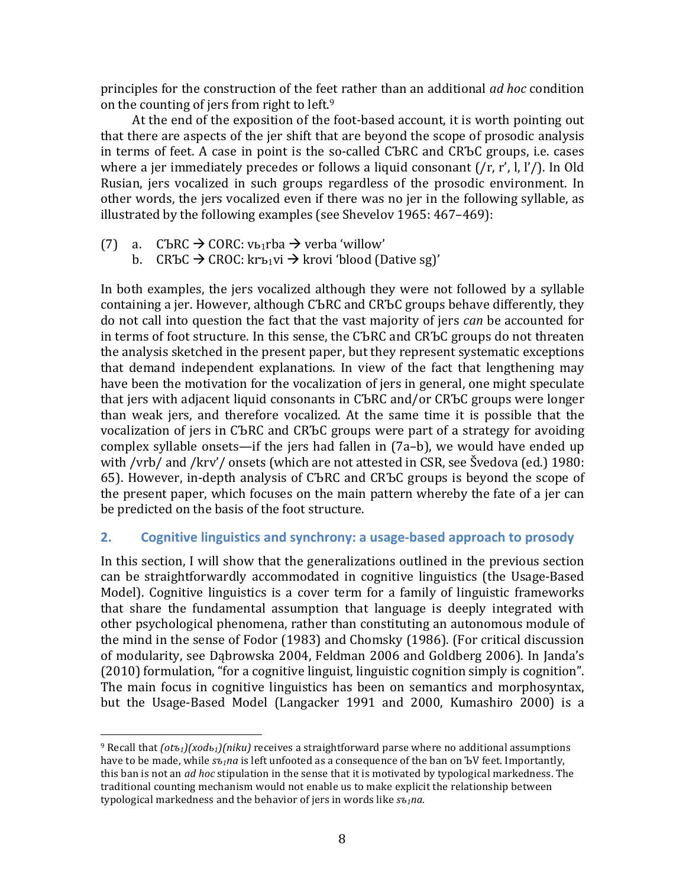principles for the construction of the feet rather than an additional *ad hoc* condition on the counting of jers from right to left.[9]

At the end of the exposition of the foot-based account, it is worth pointing out that there are aspects of the jer shift that are beyond the scope of prosodic analysis in terms of feet. A case in point is the so-called CЪRC and CRЪC groups, i.e. cases where a jer immediately precedes or follows a liquid consonant (/r, r', l, l'/). In Old Rusian, jers vocalized in such groups regardless of the prosodic environment. In other words, the jers vocalized even if there was no jer in the following syllable, as illustrated by the following examples (see Shevelov 1965: 467–469):

(7) a. CЪRC → CORC: $vь_1rba$ → verba 'willow'
b. CRЪC → CROC: $krъ_1vi$ → krovi 'blood (Dative sg)'

In both examples, the jers vocalized although they were not followed by a syllable containing a jer. However, although CЪRC and CRЪC groups behave differently, they do not call into question the fact that the vast majority of jers *can* be accounted for in terms of foot structure. In this sense, the CЪRC and CRЪC groups do not threaten the analysis sketched in the present paper, but they represent systematic exceptions that demand independent explanations. In view of the fact that lengthening may have been the motivation for the vocalization of jers in general, one might speculate that jers with adjacent liquid consonants in CЪRC and/or CRЪC groups were longer than weak jers, and therefore vocalized. At the same time it is possible that the vocalization of jers in CЪRC and CRЪC groups were part of a strategy for avoiding complex syllable onsets—if the jers had fallen in (7a–b), we would have ended up with /vrb/ and /krv'/ onsets (which are not attested in CSR, see Švedova (ed.) 1980: 65). However, in-depth analysis of CЪRC and CRЪC groups is beyond the scope of the present paper, which focuses on the main pattern whereby the fate of a jer can be predicted on the basis of the foot structure.

## 2. Cognitive linguistics and synchrony: a usage-based approach to prosody

In this section, I will show that the generalizations outlined in the previous section can be straightforwardly accommodated in cognitive linguistics (the Usage-Based Model). Cognitive linguistics is a cover term for a family of linguistic frameworks that share the fundamental assumption that language is deeply integrated with other psychological phenomena, rather than constituting an autonomous module of the mind in the sense of Fodor (1983) and Chomsky (1986). (For critical discussion of modularity, see Dąbrowska 2004, Feldman 2006 and Goldberg 2006). In Janda's (2010) formulation, "for a cognitive linguist, linguistic cognition simply is cognition". The main focus in cognitive linguistics has been on semantics and morphosyntax, but the Usage-Based Model (Langacker 1991 and 2000, Kumashiro 2000) is a

---

[9] Recall that *$(otъ_1)(xodь_1)(niku)$* receives a straightforward parse where no additional assumptions have to be made, while *$sъ_1na$* is left unfooted as a consequence of the ban on ЪV feet. Importantly, this ban is not an *ad hoc* stipulation in the sense that it is motivated by typological markedness. The traditional counting mechanism would not enable us to make explicit the relationship between typological markedness and the behavior of jers in words like *$sъ_1na$*.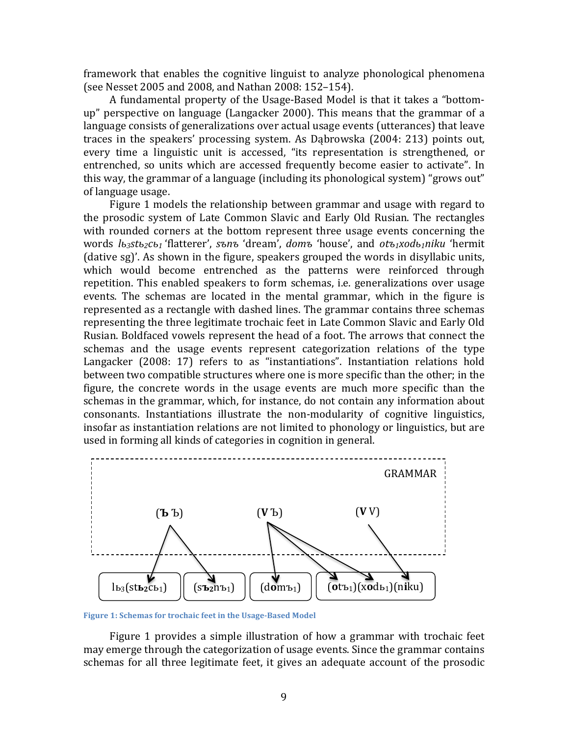framework that enables the cognitive linguist to analyze phonological phenomena (see Nesset 2005 and 2008, and Nathan 2008: 152–154).

A fundamental property of the Usage-Based Model is that it takes a "bottom-up" perspective on language (Langacker 2000). This means that the grammar of a language consists of generalizations over actual usage events (utterances) that leave traces in the speakers' processing system. As Dąbrowska (2004: 213) points out, every time a linguistic unit is accessed, "its representation is strengthened, or entrenched, so units which are accessed frequently become easier to activate". In this way, the grammar of a language (including its phonological system) "grows out" of language usage.

Figure 1 models the relationship between grammar and usage with regard to the prosodic system of Late Common Slavic and Early Old Russian. The rectangles with rounded corners at the bottom represent three usage events concerning the words *lь*$_3$*stь*$_2$*cь*$_1$ 'flatterer', *sъnъ* 'dream', *domъ* 'house', and *otъ*$_1$*xodь*$_1$*niku* 'hermit (dative sg)'. As shown in the figure, speakers grouped the words in disyllabic units, which would become entrenched as the patterns were reinforced through repetition. This enabled speakers to form schemas, i.e. generalizations over usage events. The schemas are located in the mental grammar, which in the figure is represented as a rectangle with dashed lines. The grammar contains three schemas representing the three legitimate trochaic feet in Late Common Slavic and Early Old Rusian. Boldfaced vowels represent the head of a foot. The arrows that connect the schemas and the usage events represent categorization relations of the type Langacker (2008: 17) refers to as "instantiations". Instantiation relations hold between two compatible structures where one is more specific than the other; in the figure, the concrete words in the usage events are much more specific than the schemas in the grammar, which, for instance, do not contain any information about consonants. Instantiations illustrate the non-modularity of cognitive linguistics, insofar as instantiation relations are not limited to phonology or linguistics, but are used in forming all kinds of categories in cognition in general.

**Figure 1: Schemas for trochaic feet in the Usage-Based Model**

Figure 1 provides a simple illustration of how a grammar with trochaic feet may emerge through the categorization of usage events. Since the grammar contains schemas for all three legitimate feet, it gives an adequate account of the prosodic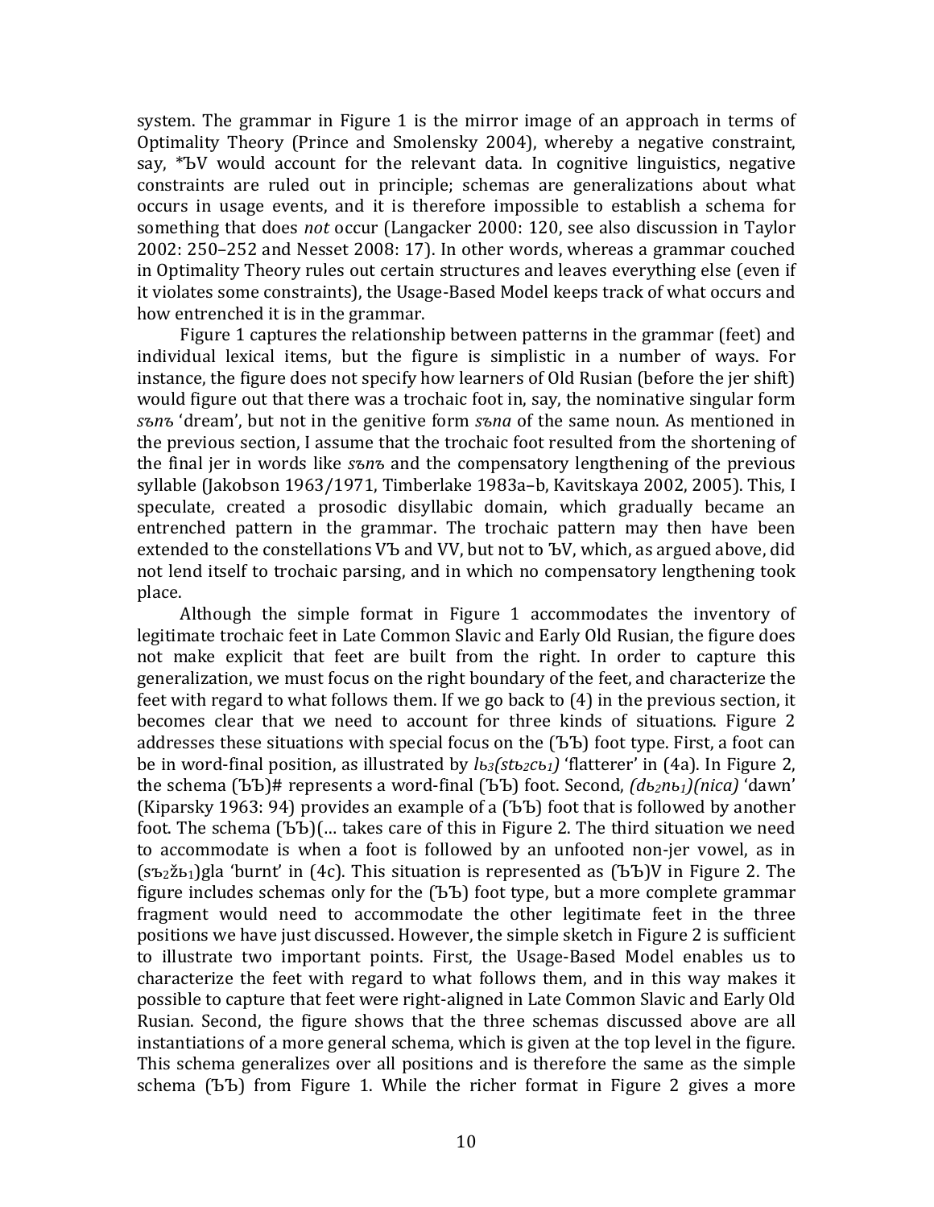system. The grammar in Figure 1 is the mirror image of an approach in terms of Optimality Theory (Prince and Smolensky 2004), whereby a negative constraint, say, *ЪV would account for the relevant data. In cognitive linguistics, negative constraints are ruled out in principle; schemas are generalizations about what occurs in usage events, and it is therefore impossible to establish a schema for something that does *not* occur (Langacker 2000: 120, see also discussion in Taylor 2002: 250–252 and Nesset 2008: 17). In other words, whereas a grammar couched in Optimality Theory rules out certain structures and leaves everything else (even if it violates some constraints), the Usage-Based Model keeps track of what occurs and how entrenched it is in the grammar.

Figure 1 captures the relationship between patterns in the grammar (feet) and individual lexical items, but the figure is simplistic in a number of ways. For instance, the figure does not specify how learners of Old Rusian (before the jer shift) would figure out that there was a trochaic foot in, say, the nominative singular form *sъnъ* 'dream', but not in the genitive form *sъna* of the same noun. As mentioned in the previous section, I assume that the trochaic foot resulted from the shortening of the final jer in words like *sъnъ* and the compensatory lengthening of the previous syllable (Jakobson 1963/1971, Timberlake 1983a–b, Kavitskaya 2002, 2005). This, I speculate, created a prosodic disyllabic domain, which gradually became an entrenched pattern in the grammar. The trochaic pattern may then have been extended to the constellations VЪ and VV, but not to ЪV, which, as argued above, did not lend itself to trochaic parsing, and in which no compensatory lengthening took place.

Although the simple format in Figure 1 accommodates the inventory of legitimate trochaic feet in Late Common Slavic and Early Old Rusian, the figure does not make explicit that feet are built from the right. In order to capture this generalization, we must focus on the right boundary of the feet, and characterize the feet with regard to what follows them. If we go back to (4) in the previous section, it becomes clear that we need to account for three kinds of situations. Figure 2 addresses these situations with special focus on the (ЪЪ) foot type. First, a foot can be in word-final position, as illustrated by *l*$ь_3$*(st*$ь_2$*c*$ь_1$*)* 'flatterer' in (4a). In Figure 2, the schema (ЪЪ)# represents a word-final (ЪЪ) foot. Second, *(d*$ь_2$*n*$ь_1$*)(nica)* 'dawn' (Kiparsky 1963: 94) provides an example of a (ЪЪ) foot that is followed by another foot. The schema (ЪЪ)(… takes care of this in Figure 2. The third situation we need to accommodate is when a foot is followed by an unfooted non-jer vowel, as in (s$ъ_2$ž$ь_1$)gla 'burnt' in (4c). This situation is represented as (ЪЪ)V in Figure 2. The figure includes schemas only for the (ЪЪ) foot type, but a more complete grammar fragment would need to accommodate the other legitimate feet in the three positions we have just discussed. However, the simple sketch in Figure 2 is sufficient to illustrate two important points. First, the Usage-Based Model enables us to characterize the feet with regard to what follows them, and in this way makes it possible to capture that feet were right-aligned in Late Common Slavic and Early Old Rusian. Second, the figure shows that the three schemas discussed above are all instantiations of a more general schema, which is given at the top level in the figure. This schema generalizes over all positions and is therefore the same as the simple schema (ЪЪ) from Figure 1. While the richer format in Figure 2 gives a more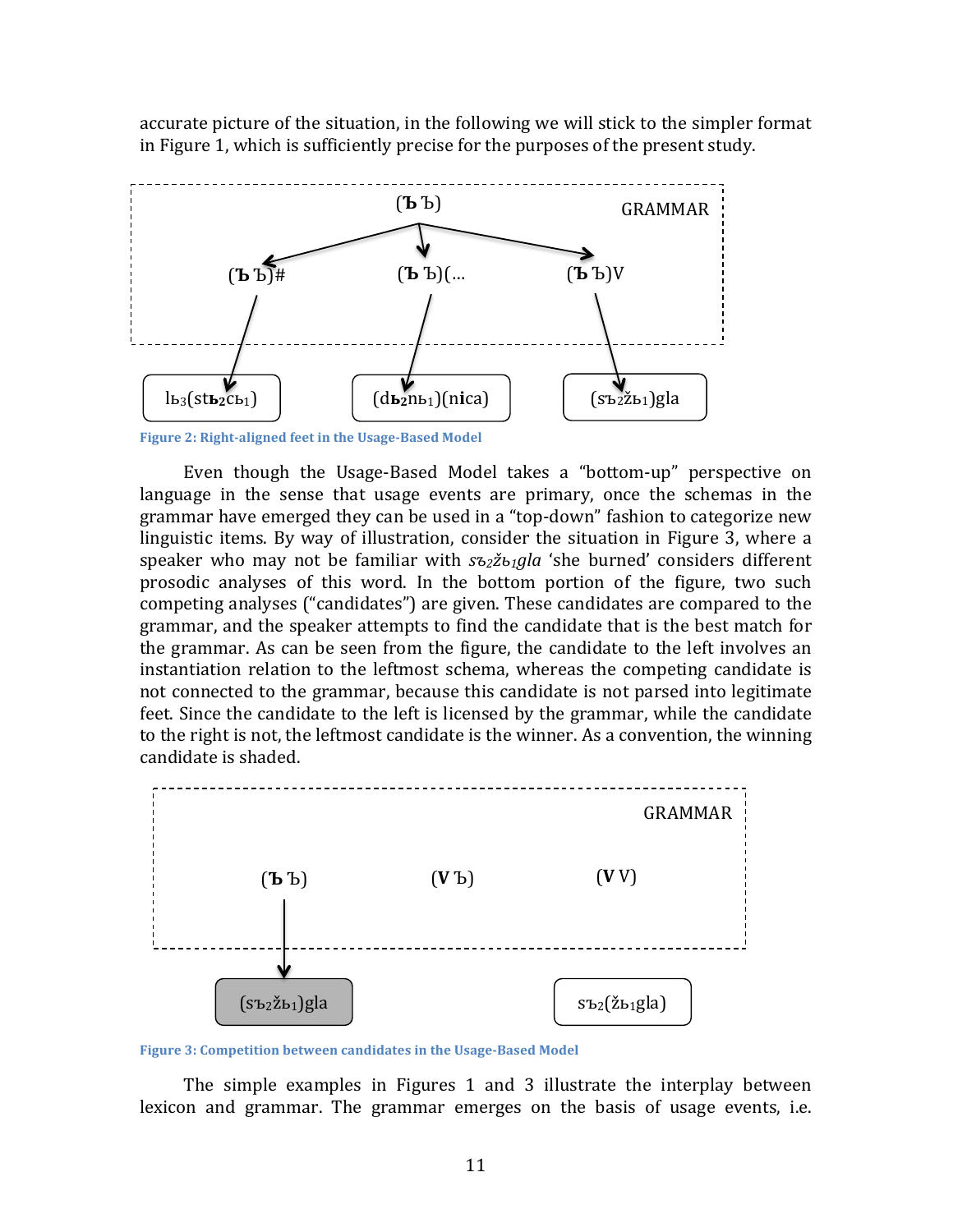accurate picture of the situation, in the following we will stick to the simpler format in Figure 1, which is sufficiently precise for the purposes of the present study.

Figure 2: Right-aligned feet in the Usage-Based Model

Even though the Usage-Based Model takes a "bottom-up" perspective on language in the sense that usage events are primary, once the schemas in the grammar have emerged they can be used in a "top-down" fashion to categorize new linguistic items. By way of illustration, consider the situation in Figure 3, where a speaker who may not be familiar with *sъ₂žь₁gla* 'she burned' considers different prosodic analyses of this word. In the bottom portion of the figure, two such competing analyses ("candidates") are given. These candidates are compared to the grammar, and the speaker attempts to find the candidate that is the best match for the grammar. As can be seen from the figure, the candidate to the left involves an instantiation relation to the leftmost schema, whereas the competing candidate is not connected to the grammar, because this candidate is not parsed into legitimate feet. Since the candidate to the left is licensed by the grammar, while the candidate to the right is not, the leftmost candidate is the winner. As a convention, the winning candidate is shaded.

Figure 3: Competition between candidates in the Usage-Based Model

The simple examples in Figures 1 and 3 illustrate the interplay between lexicon and grammar. The grammar emerges on the basis of usage events, i.e.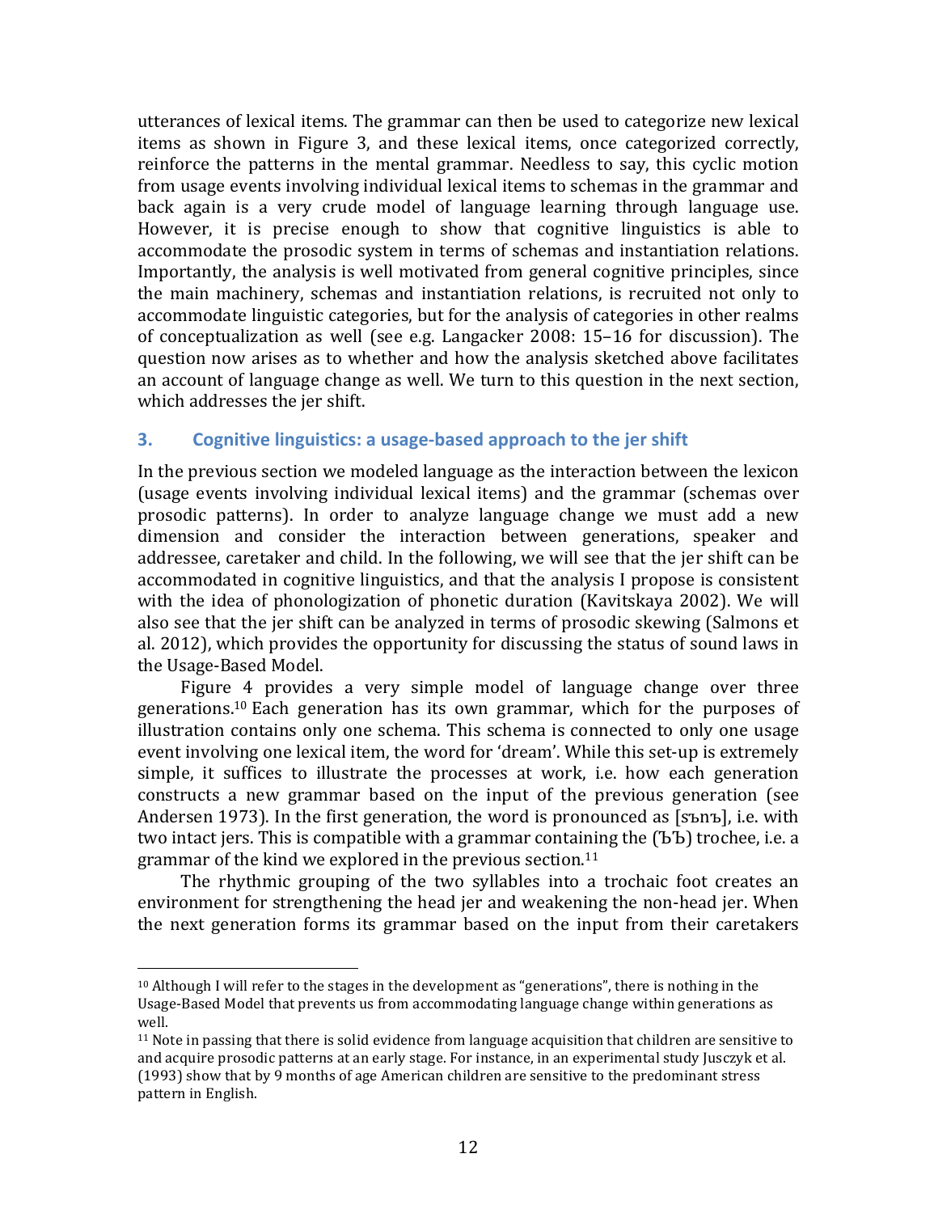utterances of lexical items. The grammar can then be used to categorize new lexical items as shown in Figure 3, and these lexical items, once categorized correctly, reinforce the patterns in the mental grammar. Needless to say, this cyclic motion from usage events involving individual lexical items to schemas in the grammar and back again is a very crude model of language learning through language use. However, it is precise enough to show that cognitive linguistics is able to accommodate the prosodic system in terms of schemas and instantiation relations. Importantly, the analysis is well motivated from general cognitive principles, since the main machinery, schemas and instantiation relations, is recruited not only to accommodate linguistic categories, but for the analysis of categories in other realms of conceptualization as well (see e.g. Langacker 2008: 15–16 for discussion). The question now arises as to whether and how the analysis sketched above facilitates an account of language change as well. We turn to this question in the next section, which addresses the jer shift.

## 3. Cognitive linguistics: a usage-based approach to the jer shift

In the previous section we modeled language as the interaction between the lexicon (usage events involving individual lexical items) and the grammar (schemas over prosodic patterns). In order to analyze language change we must add a new dimension and consider the interaction between generations, speaker and addressee, caretaker and child. In the following, we will see that the jer shift can be accommodated in cognitive linguistics, and that the analysis I propose is consistent with the idea of phonologization of phonetic duration (Kavitskaya 2002). We will also see that the jer shift can be analyzed in terms of prosodic skewing (Salmons et al. 2012), which provides the opportunity for discussing the status of sound laws in the Usage-Based Model.

Figure 4 provides a very simple model of language change over three generations.[10] Each generation has its own grammar, which for the purposes of illustration contains only one schema. This schema is connected to only one usage event involving one lexical item, the word for 'dream'. While this set-up is extremely simple, it suffices to illustrate the processes at work, i.e. how each generation constructs a new grammar based on the input of the previous generation (see Andersen 1973). In the first generation, the word is pronounced as [sъnъ], i.e. with two intact jers. This is compatible with a grammar containing the (ЪЪ) trochee, i.e. a grammar of the kind we explored in the previous section.[11]

The rhythmic grouping of the two syllables into a trochaic foot creates an environment for strengthening the head jer and weakening the non-head jer. When the next generation forms its grammar based on the input from their caretakers

---

[10] Although I will refer to the stages in the development as "generations", there is nothing in the Usage-Based Model that prevents us from accommodating language change within generations as well.

[11] Note in passing that there is solid evidence from language acquisition that children are sensitive to and acquire prosodic patterns at an early stage. For instance, in an experimental study Jusczyk et al. (1993) show that by 9 months of age American children are sensitive to the predominant stress pattern in English.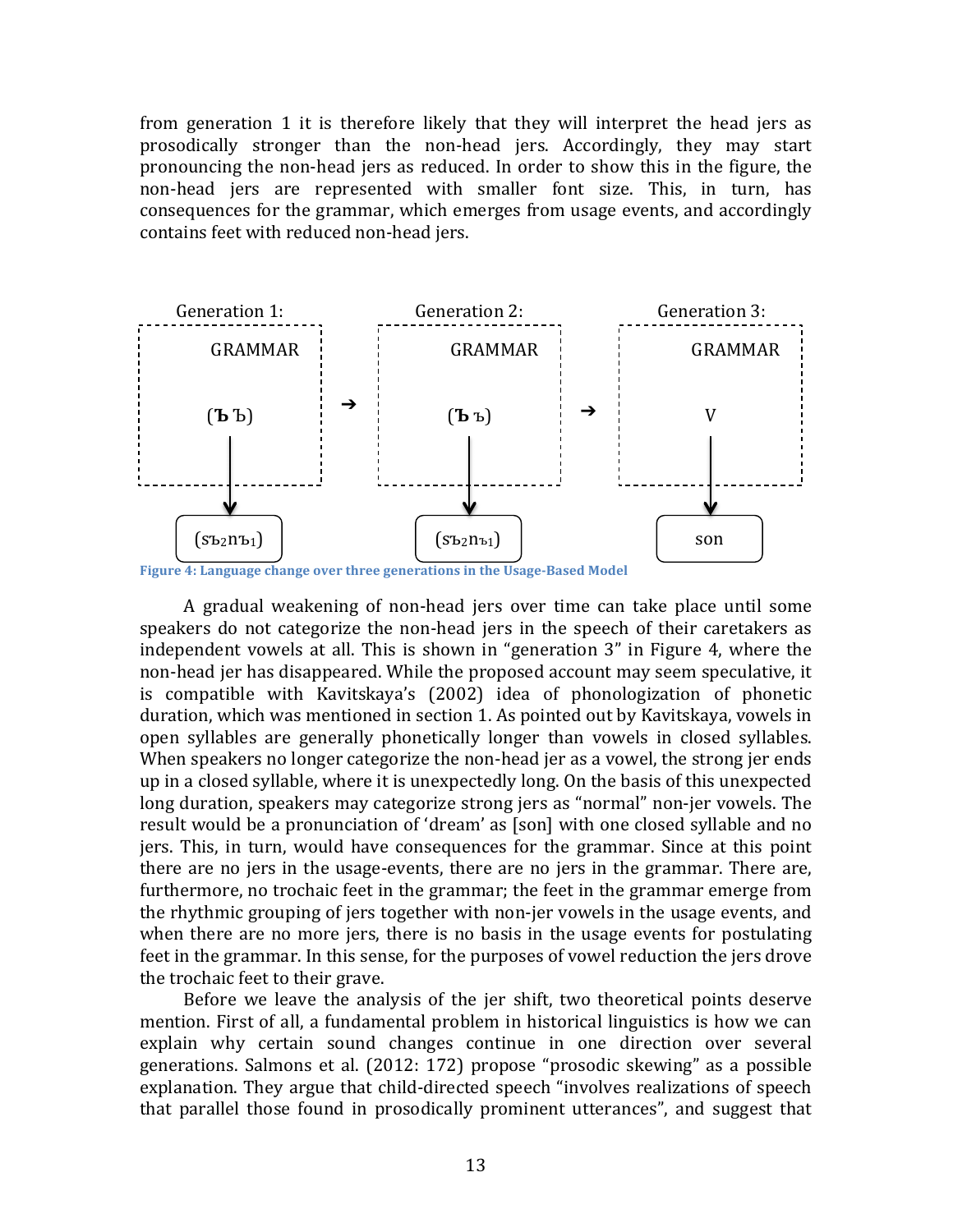from generation 1 it is therefore likely that they will interpret the head jers as prosodically stronger than the non-head jers. Accordingly, they may start pronouncing the non-head jers as reduced. In order to show this in the figure, the non-head jers are represented with smaller font size. This, in turn, has consequences for the grammar, which emerges from usage events, and accordingly contains feet with reduced non-head jers.

| Generation 1: | | Generation 2: | | Generation 3: |
|---|---|---|---|---|
| GRAMMAR | | GRAMMAR | | GRAMMAR |
| (**Ъ** Ъ) | → | (**Ъ** ъ) | → | V |
| ↓ | | ↓ | | ↓ |
| ($s$Ъ$_2$$n$Ъ$_1$) | | ($s$Ъ$_2$$n$ъ$_1$) | | son |

**Figure 4: Language change over three generations in the Usage-Based Model**

A gradual weakening of non-head jers over time can take place until some speakers do not categorize the non-head jers in the speech of their caretakers as independent vowels at all. This is shown in "generation 3" in Figure 4, where the non-head jer has disappeared. While the proposed account may seem speculative, it is compatible with Kavitskaya's (2002) idea of phonologization of phonetic duration, which was mentioned in section 1. As pointed out by Kavitskaya, vowels in open syllables are generally phonetically longer than vowels in closed syllables. When speakers no longer categorize the non-head jer as a vowel, the strong jer ends up in a closed syllable, where it is unexpectedly long. On the basis of this unexpected long duration, speakers may categorize strong jers as "normal" non-jer vowels. The result would be a pronunciation of 'dream' as [son] with one closed syllable and no jers. This, in turn, would have consequences for the grammar. Since at this point there are no jers in the usage-events, there are no jers in the grammar. There are, furthermore, no trochaic feet in the grammar; the feet in the grammar emerge from the rhythmic grouping of jers together with non-jer vowels in the usage events, and when there are no more jers, there is no basis in the usage events for postulating feet in the grammar. In this sense, for the purposes of vowel reduction the jers drove the trochaic feet to their grave.

Before we leave the analysis of the jer shift, two theoretical points deserve mention. First of all, a fundamental problem in historical linguistics is how we can explain why certain sound changes continue in one direction over several generations. Salmons et al. (2012: 172) propose "prosodic skewing" as a possible explanation. They argue that child-directed speech "involves realizations of speech that parallel those found in prosodically prominent utterances", and suggest that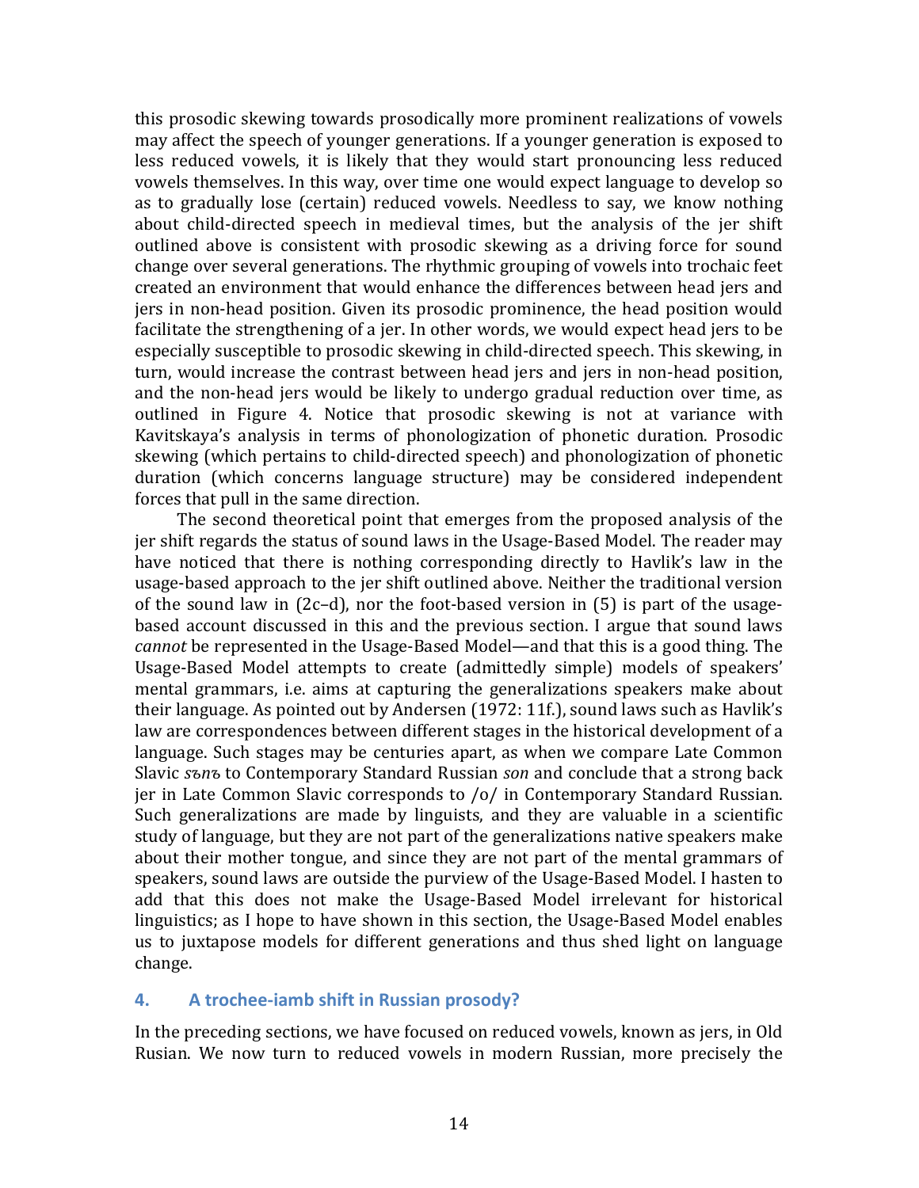this prosodic skewing towards prosodically more prominent realizations of vowels may affect the speech of younger generations. If a younger generation is exposed to less reduced vowels, it is likely that they would start pronouncing less reduced vowels themselves. In this way, over time one would expect language to develop so as to gradually lose (certain) reduced vowels. Needless to say, we know nothing about child-directed speech in medieval times, but the analysis of the jer shift outlined above is consistent with prosodic skewing as a driving force for sound change over several generations. The rhythmic grouping of vowels into trochaic feet created an environment that would enhance the differences between head jers and jers in non-head position. Given its prosodic prominence, the head position would facilitate the strengthening of a jer. In other words, we would expect head jers to be especially susceptible to prosodic skewing in child-directed speech. This skewing, in turn, would increase the contrast between head jers and jers in non-head position, and the non-head jers would be likely to undergo gradual reduction over time, as outlined in Figure 4. Notice that prosodic skewing is not at variance with Kavitskaya's analysis in terms of phonologization of phonetic duration. Prosodic skewing (which pertains to child-directed speech) and phonologization of phonetic duration (which concerns language structure) may be considered independent forces that pull in the same direction.

The second theoretical point that emerges from the proposed analysis of the jer shift regards the status of sound laws in the Usage-Based Model. The reader may have noticed that there is nothing corresponding directly to Havlik's law in the usage-based approach to the jer shift outlined above. Neither the traditional version of the sound law in (2c–d), nor the foot-based version in (5) is part of the usage-based account discussed in this and the previous section. I argue that sound laws *cannot* be represented in the Usage-Based Model—and that this is a good thing. The Usage-Based Model attempts to create (admittedly simple) models of speakers' mental grammars, i.e. aims at capturing the generalizations speakers make about their language. As pointed out by Andersen (1972: 11f.), sound laws such as Havlik's law are correspondences between different stages in the historical development of a language. Such stages may be centuries apart, as when we compare Late Common Slavic *sъnъ* to Contemporary Standard Russian *son* and conclude that a strong back jer in Late Common Slavic corresponds to /o/ in Contemporary Standard Russian. Such generalizations are made by linguists, and they are valuable in a scientific study of language, but they are not part of the generalizations native speakers make about their mother tongue, and since they are not part of the mental grammars of speakers, sound laws are outside the purview of the Usage-Based Model. I hasten to add that this does not make the Usage-Based Model irrelevant for historical linguistics; as I hope to have shown in this section, the Usage-Based Model enables us to juxtapose models for different generations and thus shed light on language change.

## 4. A trochee-iamb shift in Russian prosody?

In the preceding sections, we have focused on reduced vowels, known as jers, in Old Rusian. We now turn to reduced vowels in modern Russian, more precisely the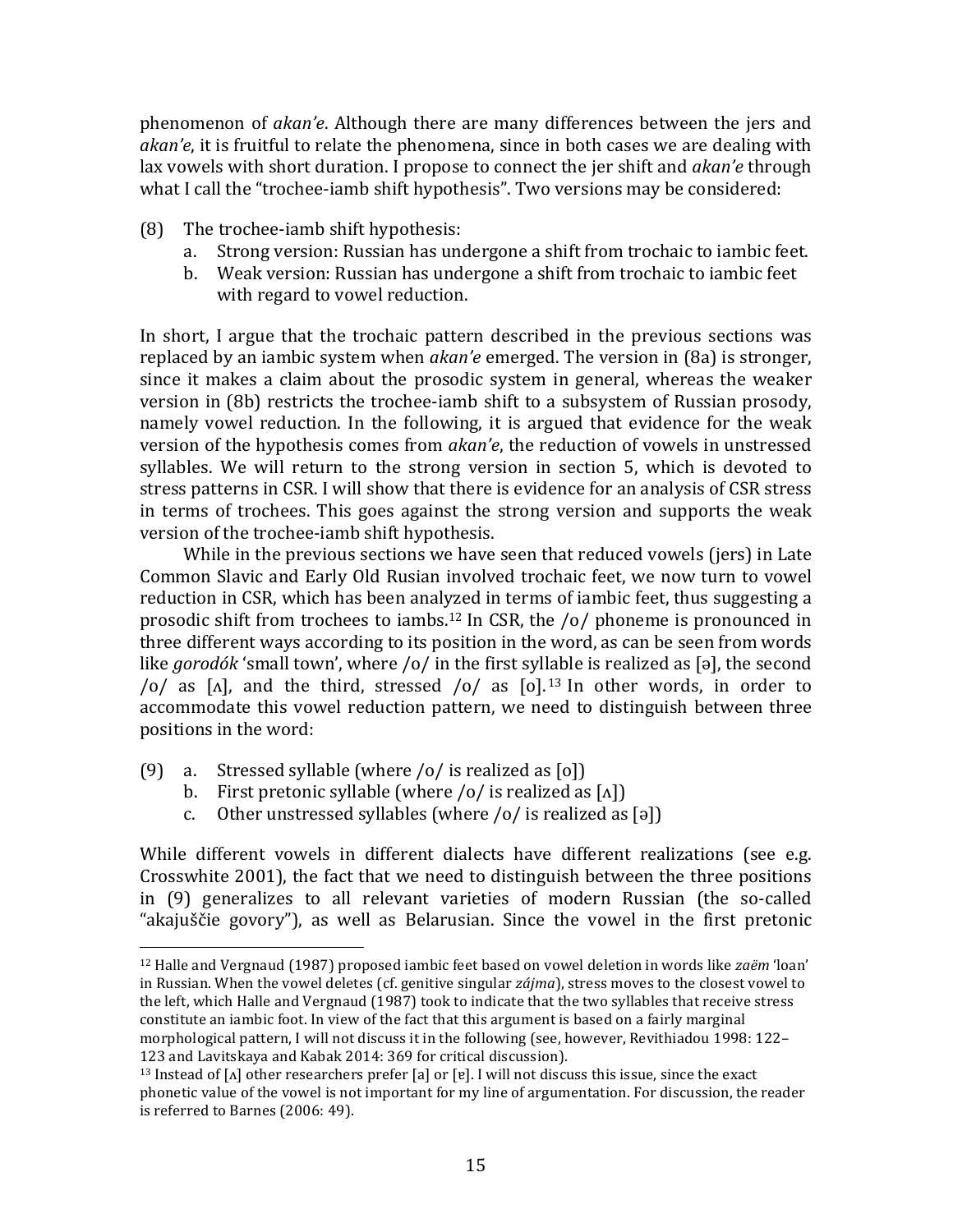phenomenon of *akan'e*. Although there are many differences between the jers and *akan'e*, it is fruitful to relate the phenomena, since in both cases we are dealing with lax vowels with short duration. I propose to connect the jer shift and *akan'e* through what I call the "trochee-iamb shift hypothesis". Two versions may be considered:

(8) The trochee-iamb shift hypothesis:
 a. Strong version: Russian has undergone a shift from trochaic to iambic feet.
 b. Weak version: Russian has undergone a shift from trochaic to iambic feet with regard to vowel reduction.

In short, I argue that the trochaic pattern described in the previous sections was replaced by an iambic system when *akan'e* emerged. The version in (8a) is stronger, since it makes a claim about the prosodic system in general, whereas the weaker version in (8b) restricts the trochee-iamb shift to a subsystem of Russian prosody, namely vowel reduction. In the following, it is argued that evidence for the weak version of the hypothesis comes from *akan'e*, the reduction of vowels in unstressed syllables. We will return to the strong version in section 5, which is devoted to stress patterns in CSR. I will show that there is evidence for an analysis of CSR stress in terms of trochees. This goes against the strong version and supports the weak version of the trochee-iamb shift hypothesis.

While in the previous sections we have seen that reduced vowels (jers) in Late Common Slavic and Early Old Rusian involved trochaic feet, we now turn to vowel reduction in CSR, which has been analyzed in terms of iambic feet, thus suggesting a prosodic shift from trochees to iambs.[12] In CSR, the /o/ phoneme is pronounced in three different ways according to its position in the word, as can be seen from words like *gorodók* 'small town', where /o/ in the first syllable is realized as [ə], the second /o/ as [ʌ], and the third, stressed /o/ as [o].[13] In other words, in order to accommodate this vowel reduction pattern, we need to distinguish between three positions in the word:

(9) a. Stressed syllable (where /o/ is realized as [o])
 b. First pretonic syllable (where /o/ is realized as [ʌ])
 c. Other unstressed syllables (where /o/ is realized as [ə])

While different vowels in different dialects have different realizations (see e.g. Crosswhite 2001), the fact that we need to distinguish between the three positions in (9) generalizes to all relevant varieties of modern Russian (the so-called "akajuščie govory"), as well as Belarusian. Since the vowel in the first pretonic

---

[12] Halle and Vergnaud (1987) proposed iambic feet based on vowel deletion in words like *zaëm* 'loan' in Russian. When the vowel deletes (cf. genitive singular *zájma*), stress moves to the closest vowel to the left, which Halle and Vergnaud (1987) took to indicate that the two syllables that receive stress constitute an iambic foot. In view of the fact that this argument is based on a fairly marginal morphological pattern, I will not discuss it in the following (see, however, Revithiadou 1998: 122–123 and Lavitskaya and Kabak 2014: 369 for critical discussion).

[13] Instead of [ʌ] other researchers prefer [a] or [ɐ]. I will not discuss this issue, since the exact phonetic value of the vowel is not important for my line of argumentation. For discussion, the reader is referred to Barnes (2006: 49).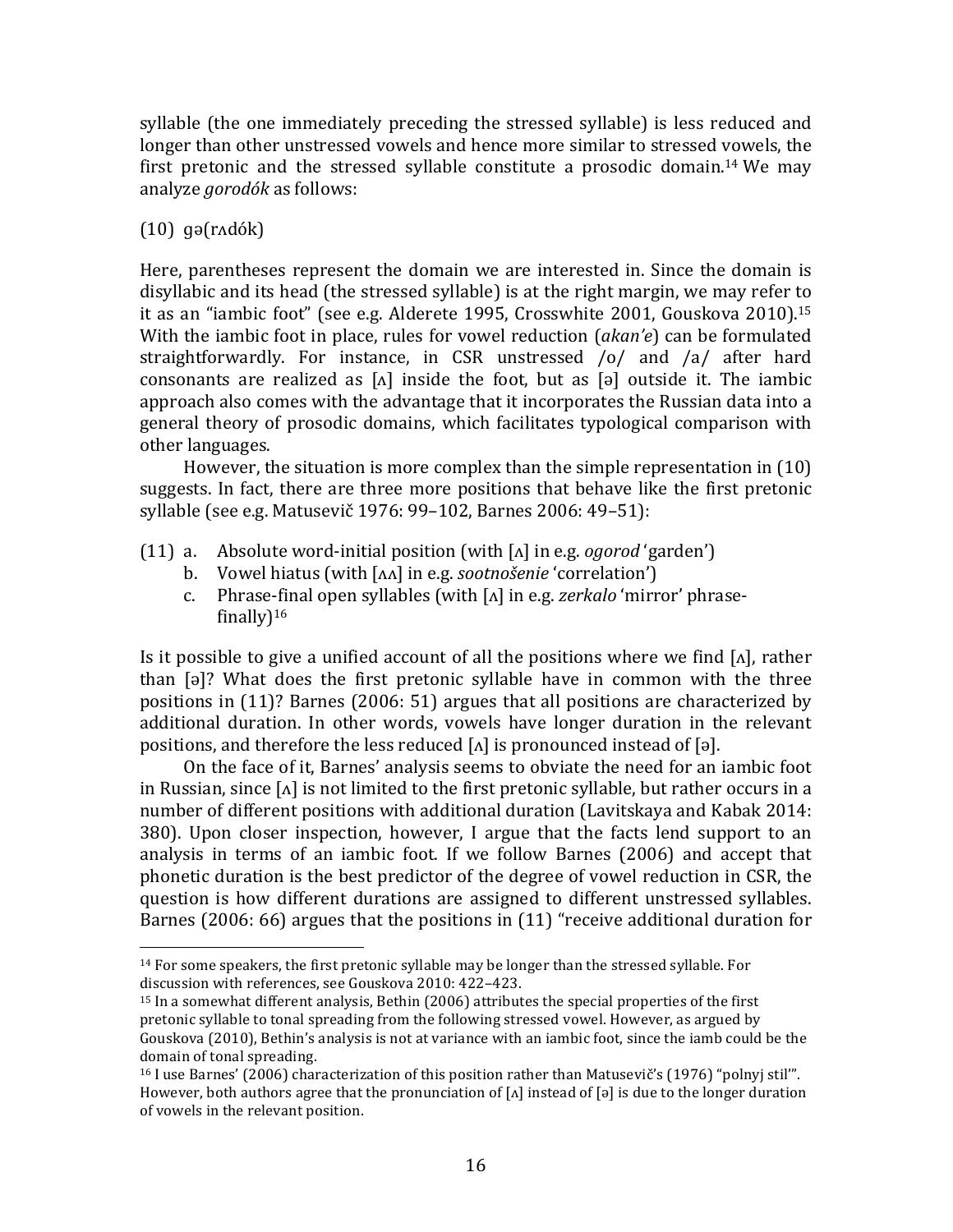syllable (the one immediately preceding the stressed syllable) is less reduced and longer than other unstressed vowels and hence more similar to stressed vowels, the first pretonic and the stressed syllable constitute a prosodic domain.[14] We may analyze *gorodók* as follows:

(10) gə(rʌdók)

Here, parentheses represent the domain we are interested in. Since the domain is disyllabic and its head (the stressed syllable) is at the right margin, we may refer to it as an "iambic foot" (see e.g. Alderete 1995, Crosswhite 2001, Gouskova 2010).[15] With the iambic foot in place, rules for vowel reduction (*akan'e*) can be formulated straightforwardly. For instance, in CSR unstressed /o/ and /a/ after hard consonants are realized as [ʌ] inside the foot, but as [ə] outside it. The iambic approach also comes with the advantage that it incorporates the Russian data into a general theory of prosodic domains, which facilitates typological comparison with other languages.

However, the situation is more complex than the simple representation in (10) suggests. In fact, there are three more positions that behave like the first pretonic syllable (see e.g. Matusevič 1976: 99–102, Barnes 2006: 49–51):

(11) a. Absolute word-initial position (with [ʌ] in e.g. *ogorod* 'garden')
b. Vowel hiatus (with [ʌʌ] in e.g. *sootnošenie* 'correlation')
c. Phrase-final open syllables (with [ʌ] in e.g. *zerkalo* 'mirror' phrase-finally)[16]

Is it possible to give a unified account of all the positions where we find [ʌ], rather than [ə]? What does the first pretonic syllable have in common with the three positions in (11)? Barnes (2006: 51) argues that all positions are characterized by additional duration. In other words, vowels have longer duration in the relevant positions, and therefore the less reduced [ʌ] is pronounced instead of [ə].

On the face of it, Barnes' analysis seems to obviate the need for an iambic foot in Russian, since [ʌ] is not limited to the first pretonic syllable, but rather occurs in a number of different positions with additional duration (Lavitskaya and Kabak 2014: 380). Upon closer inspection, however, I argue that the facts lend support to an analysis in terms of an iambic foot. If we follow Barnes (2006) and accept that phonetic duration is the best predictor of the degree of vowel reduction in CSR, the question is how different durations are assigned to different unstressed syllables. Barnes (2006: 66) argues that the positions in (11) "receive additional duration for

---

[14] For some speakers, the first pretonic syllable may be longer than the stressed syllable. For discussion with references, see Gouskova 2010: 422–423.

[15] In a somewhat different analysis, Bethin (2006) attributes the special properties of the first pretonic syllable to tonal spreading from the following stressed vowel. However, as argued by Gouskova (2010), Bethin's analysis is not at variance with an iambic foot, since the iamb could be the domain of tonal spreading.

[16] I use Barnes' (2006) characterization of this position rather than Matusevič's (1976) "polnyj stil'". However, both authors agree that the pronunciation of [ʌ] instead of [ə] is due to the longer duration of vowels in the relevant position.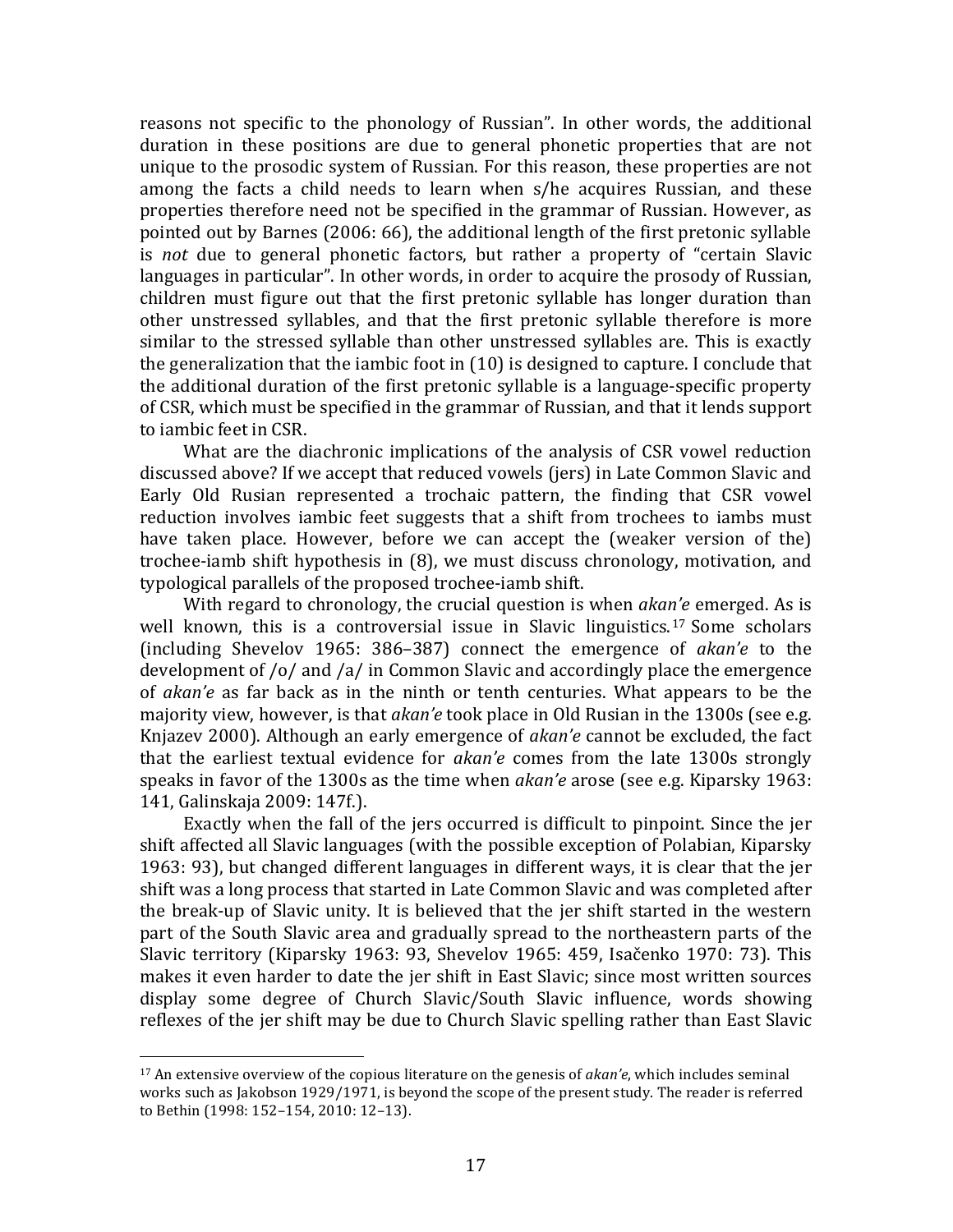reasons not specific to the phonology of Russian". In other words, the additional duration in these positions are due to general phonetic properties that are not unique to the prosodic system of Russian. For this reason, these properties are not among the facts a child needs to learn when s/he acquires Russian, and these properties therefore need not be specified in the grammar of Russian. However, as pointed out by Barnes (2006: 66), the additional length of the first pretonic syllable is *not* due to general phonetic factors, but rather a property of "certain Slavic languages in particular". In other words, in order to acquire the prosody of Russian, children must figure out that the first pretonic syllable has longer duration than other unstressed syllables, and that the first pretonic syllable therefore is more similar to the stressed syllable than other unstressed syllables are. This is exactly the generalization that the iambic foot in (10) is designed to capture. I conclude that the additional duration of the first pretonic syllable is a language-specific property of CSR, which must be specified in the grammar of Russian, and that it lends support to iambic feet in CSR.

What are the diachronic implications of the analysis of CSR vowel reduction discussed above? If we accept that reduced vowels (jers) in Late Common Slavic and Early Old Rusian represented a trochaic pattern, the finding that CSR vowel reduction involves iambic feet suggests that a shift from trochees to iambs must have taken place. However, before we can accept the (weaker version of the) trochee-iamb shift hypothesis in (8), we must discuss chronology, motivation, and typological parallels of the proposed trochee-iamb shift.

With regard to chronology, the crucial question is when *akan'e* emerged. As is well known, this is a controversial issue in Slavic linguistics.[17] Some scholars (including Shevelov 1965: 386–387) connect the emergence of *akan'e* to the development of /o/ and /a/ in Common Slavic and accordingly place the emergence of *akan'e* as far back as in the ninth or tenth centuries. What appears to be the majority view, however, is that *akan'e* took place in Old Rusian in the 1300s (see e.g. Knjazev 2000). Although an early emergence of *akan'e* cannot be excluded, the fact that the earliest textual evidence for *akan'e* comes from the late 1300s strongly speaks in favor of the 1300s as the time when *akan'e* arose (see e.g. Kiparsky 1963: 141, Galinskaja 2009: 147f.).

Exactly when the fall of the jers occurred is difficult to pinpoint. Since the jer shift affected all Slavic languages (with the possible exception of Polabian, Kiparsky 1963: 93), but changed different languages in different ways, it is clear that the jer shift was a long process that started in Late Common Slavic and was completed after the break-up of Slavic unity. It is believed that the jer shift started in the western part of the South Slavic area and gradually spread to the northeastern parts of the Slavic territory (Kiparsky 1963: 93, Shevelov 1965: 459, Isačenko 1970: 73). This makes it even harder to date the jer shift in East Slavic; since most written sources display some degree of Church Slavic/South Slavic influence, words showing reflexes of the jer shift may be due to Church Slavic spelling rather than East Slavic

[17] An extensive overview of the copious literature on the genesis of *akan'e*, which includes seminal works such as Jakobson 1929/1971, is beyond the scope of the present study. The reader is referred to Bethin (1998: 152–154, 2010: 12–13).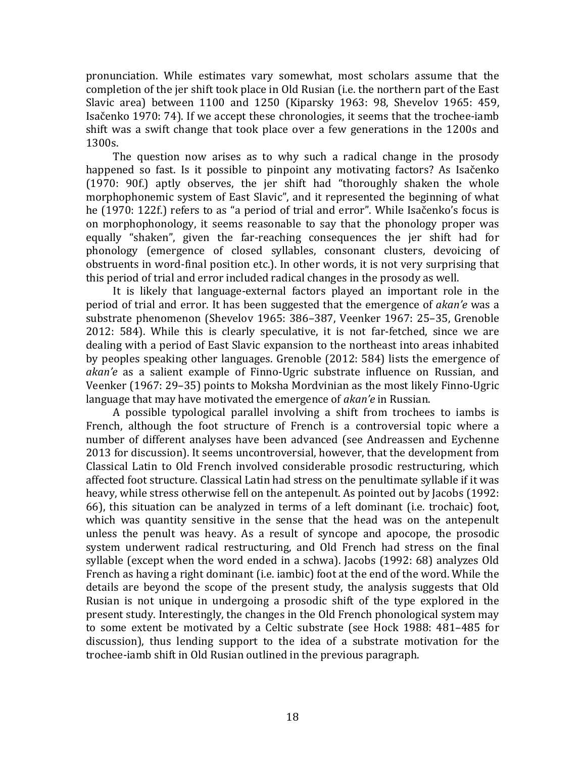pronunciation. While estimates vary somewhat, most scholars assume that the completion of the jer shift took place in Old Rusian (i.e. the northern part of the East Slavic area) between 1100 and 1250 (Kiparsky 1963: 98, Shevelov 1965: 459, Isačenko 1970: 74). If we accept these chronologies, it seems that the trochee-iamb shift was a swift change that took place over a few generations in the 1200s and 1300s.

The question now arises as to why such a radical change in the prosody happened so fast. Is it possible to pinpoint any motivating factors? As Isačenko (1970: 90f.) aptly observes, the jer shift had "thoroughly shaken the whole morphophonemic system of East Slavic", and it represented the beginning of what he (1970: 122f.) refers to as "a period of trial and error". While Isačenko's focus is on morphophonology, it seems reasonable to say that the phonology proper was equally "shaken", given the far-reaching consequences the jer shift had for phonology (emergence of closed syllables, consonant clusters, devoicing of obstruents in word-final position etc.). In other words, it is not very surprising that this period of trial and error included radical changes in the prosody as well.

It is likely that language-external factors played an important role in the period of trial and error. It has been suggested that the emergence of *akan'e* was a substrate phenomenon (Shevelov 1965: 386–387, Veenker 1967: 25–35, Grenoble 2012: 584). While this is clearly speculative, it is not far-fetched, since we are dealing with a period of East Slavic expansion to the northeast into areas inhabited by peoples speaking other languages. Grenoble (2012: 584) lists the emergence of *akan'e* as a salient example of Finno-Ugric substrate influence on Russian, and Veenker (1967: 29–35) points to Moksha Mordvinian as the most likely Finno-Ugric language that may have motivated the emergence of *akan'e* in Russian.

A possible typological parallel involving a shift from trochees to iambs is French, although the foot structure of French is a controversial topic where a number of different analyses have been advanced (see Andreassen and Eychenne 2013 for discussion). It seems uncontroversial, however, that the development from Classical Latin to Old French involved considerable prosodic restructuring, which affected foot structure. Classical Latin had stress on the penultimate syllable if it was heavy, while stress otherwise fell on the antepenult. As pointed out by Jacobs (1992: 66), this situation can be analyzed in terms of a left dominant (i.e. trochaic) foot, which was quantity sensitive in the sense that the head was on the antepenult unless the penult was heavy. As a result of syncope and apocope, the prosodic system underwent radical restructuring, and Old French had stress on the final syllable (except when the word ended in a schwa). Jacobs (1992: 68) analyzes Old French as having a right dominant (i.e. iambic) foot at the end of the word. While the details are beyond the scope of the present study, the analysis suggests that Old Rusian is not unique in undergoing a prosodic shift of the type explored in the present study. Interestingly, the changes in the Old French phonological system may to some extent be motivated by a Celtic substrate (see Hock 1988: 481–485 for discussion), thus lending support to the idea of a substrate motivation for the trochee-iamb shift in Old Rusian outlined in the previous paragraph.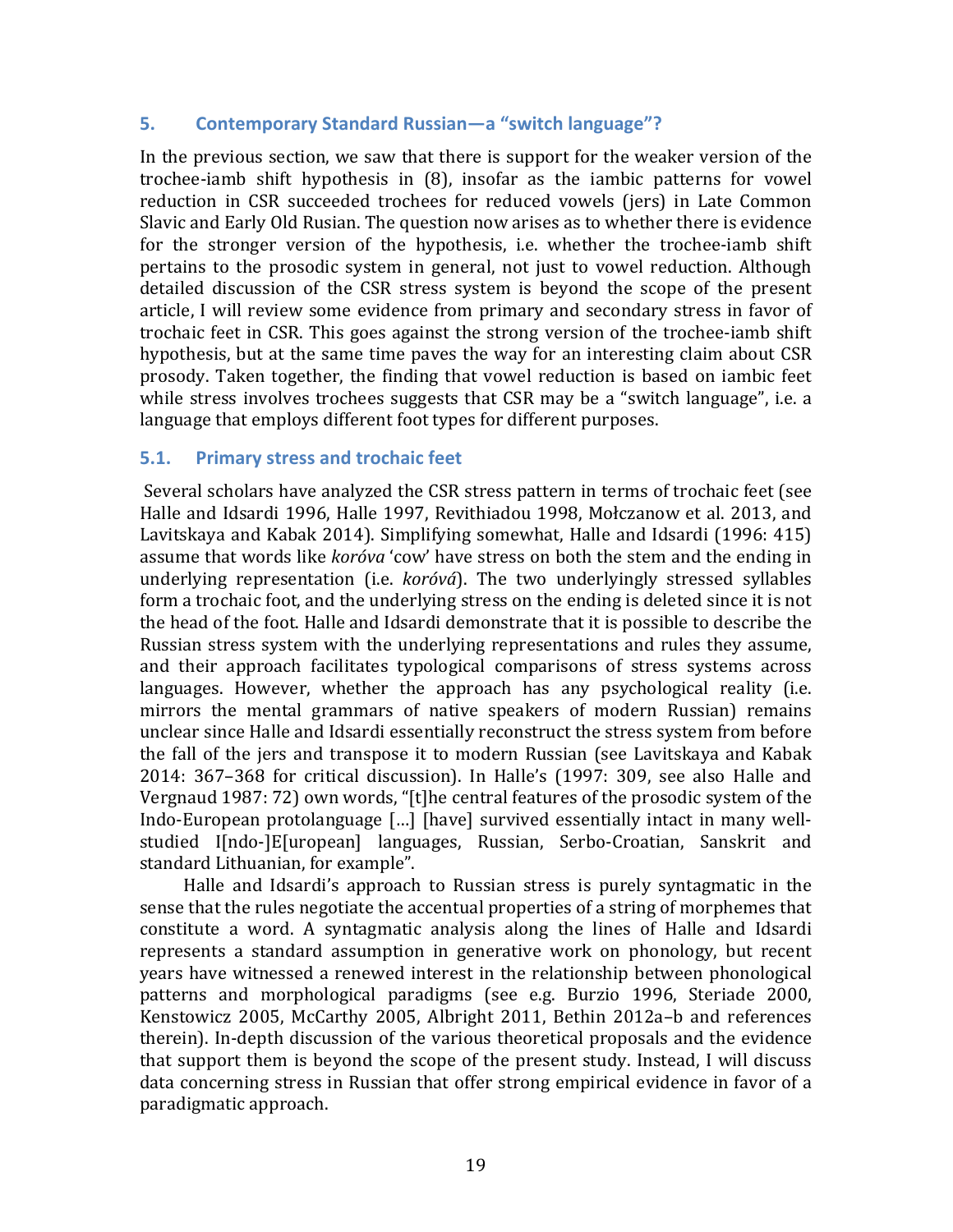## 5. Contemporary Standard Russian—a "switch language"?

In the previous section, we saw that there is support for the weaker version of the trochee-iamb shift hypothesis in (8), insofar as the iambic patterns for vowel reduction in CSR succeeded trochees for reduced vowels (jers) in Late Common Slavic and Early Old Rusian. The question now arises as to whether there is evidence for the stronger version of the hypothesis, i.e. whether the trochee-iamb shift pertains to the prosodic system in general, not just to vowel reduction. Although detailed discussion of the CSR stress system is beyond the scope of the present article, I will review some evidence from primary and secondary stress in favor of trochaic feet in CSR. This goes against the strong version of the trochee-iamb shift hypothesis, but at the same time paves the way for an interesting claim about CSR prosody. Taken together, the finding that vowel reduction is based on iambic feet while stress involves trochees suggests that CSR may be a "switch language", i.e. a language that employs different foot types for different purposes.

### 5.1. Primary stress and trochaic feet

Several scholars have analyzed the CSR stress pattern in terms of trochaic feet (see Halle and Idsardi 1996, Halle 1997, Revithiadou 1998, Mołczanow et al. 2013, and Lavitskaya and Kabak 2014). Simplifying somewhat, Halle and Idsardi (1996: 415) assume that words like *koróva* 'cow' have stress on both the stem and the ending in underlying representation (i.e. *koróvá*). The two underlyingly stressed syllables form a trochaic foot, and the underlying stress on the ending is deleted since it is not the head of the foot. Halle and Idsardi demonstrate that it is possible to describe the Russian stress system with the underlying representations and rules they assume, and their approach facilitates typological comparisons of stress systems across languages. However, whether the approach has any psychological reality (i.e. mirrors the mental grammars of native speakers of modern Russian) remains unclear since Halle and Idsardi essentially reconstruct the stress system from before the fall of the jers and transpose it to modern Russian (see Lavitskaya and Kabak 2014: 367–368 for critical discussion). In Halle's (1997: 309, see also Halle and Vergnaud 1987: 72) own words, "[t]he central features of the prosodic system of the Indo-European protolanguage […] [have] survived essentially intact in many well-studied I[ndo-]E[uropean] languages, Russian, Serbo-Croatian, Sanskrit and standard Lithuanian, for example".

Halle and Idsardi's approach to Russian stress is purely syntagmatic in the sense that the rules negotiate the accentual properties of a string of morphemes that constitute a word. A syntagmatic analysis along the lines of Halle and Idsardi represents a standard assumption in generative work on phonology, but recent years have witnessed a renewed interest in the relationship between phonological patterns and morphological paradigms (see e.g. Burzio 1996, Steriade 2000, Kenstowicz 2005, McCarthy 2005, Albright 2011, Bethin 2012a–b and references therein). In-depth discussion of the various theoretical proposals and the evidence that support them is beyond the scope of the present study. Instead, I will discuss data concerning stress in Russian that offer strong empirical evidence in favor of a paradigmatic approach.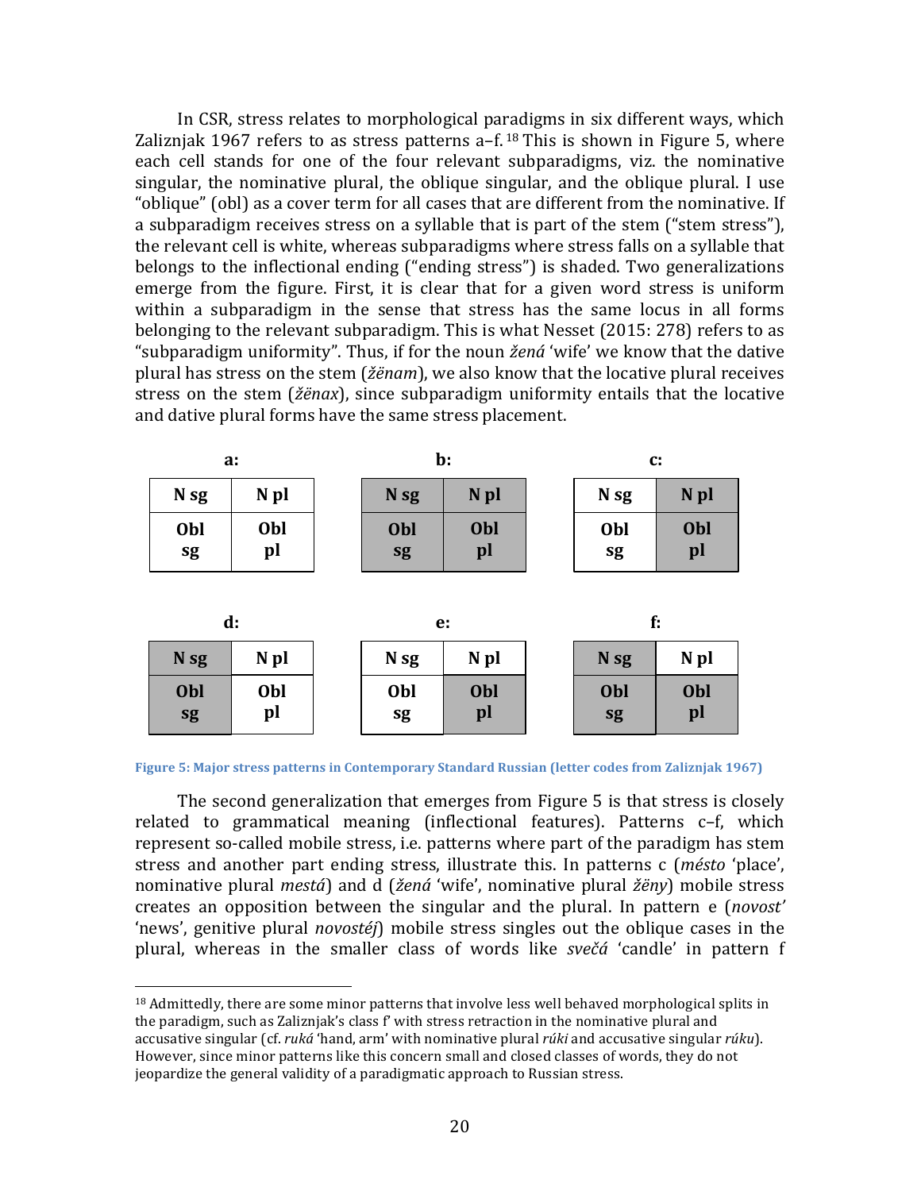In CSR, stress relates to morphological paradigms in six different ways, which Zaliznjak 1967 refers to as stress patterns a–f.[18] This is shown in Figure 5, where each cell stands for one of the four relevant subparadigms, viz. the nominative singular, the nominative plural, the oblique singular, and the oblique plural. I use "oblique" (obl) as a cover term for all cases that are different from the nominative. If a subparadigm receives stress on a syllable that is part of the stem ("stem stress"), the relevant cell is white, whereas subparadigms where stress falls on a syllable that belongs to the inflectional ending ("ending stress") is shaded. Two generalizations emerge from the figure. First, it is clear that for a given word stress is uniform within a subparadigm in the sense that stress has the same locus in all forms belonging to the relevant subparadigm. This is what Nesset (2015: 278) refers to as "subparadigm uniformity". Thus, if for the noun *žená* 'wife' we know that the dative plural has stress on the stem (*žënam*), we also know that the locative plural receives stress on the stem (*žënax*), since subparadigm uniformity entails that the locative and dative plural forms have the same stress placement.

**a:** (all cells white: stem stress)

| N sg | N pl |
|---|---|
| **Obl sg** | **Obl pl** |

**b:** (all cells shaded: ending stress)

| N sg | N pl |
|---|---|
| **Obl sg** | **Obl pl** |

**c:** (shaded: N pl, Obl pl)

| N sg | N pl |
|---|---|
| **Obl sg** | **Obl pl** |

**d:** (shaded: N sg, Obl sg)

| N sg | N pl |
|---|---|
| **Obl sg** | **Obl pl** |

**e:** (shaded: Obl pl)

| N sg | N pl |
|---|---|
| **Obl sg** | **Obl pl** |

**f:** (shaded: N sg, Obl sg, Obl pl)

| N sg | N pl |
|---|---|
| **Obl sg** | **Obl pl** |

**Figure 5: Major stress patterns in Contemporary Standard Russian (letter codes from Zaliznjak 1967)**

The second generalization that emerges from Figure 5 is that stress is closely related to grammatical meaning (inflectional features). Patterns c–f, which represent so-called mobile stress, i.e. patterns where part of the paradigm has stem stress and another part ending stress, illustrate this. In patterns c (*místo* 'place', nominative plural *mestá*) and d (*žená* 'wife', nominative plural *žëny*) mobile stress creates an opposition between the singular and the plural. In pattern e (*novost'* 'news', genitive plural *novostéj*) mobile stress singles out the oblique cases in the plural, whereas in the smaller class of words like *svečá* 'candle' in pattern f

[18] Admittedly, there are some minor patterns that involve less well behaved morphological splits in the paradigm, such as Zaliznjak's class f' with stress retraction in the nominative plural and accusative singular (cf. *ruká* 'hand, arm' with nominative plural *rúki* and accusative singular *rúku*). However, since minor patterns like this concern small and closed classes of words, they do not jeopardize the general validity of a paradigmatic approach to Russian stress.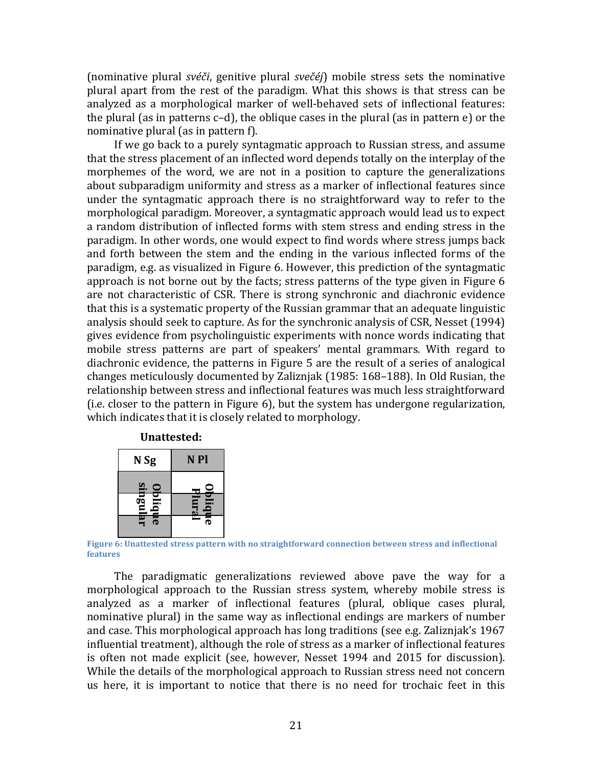(nominative plural *svéči*, genitive plural *svečéj*) mobile stress sets the nominative plural apart from the rest of the paradigm. What this shows is that stress can be analyzed as a morphological marker of well-behaved sets of inflectional features: the plural (as in patterns c–d), the oblique cases in the plural (as in pattern e) or the nominative plural (as in pattern f).

If we go back to a purely syntagmatic approach to Russian stress, and assume that the stress placement of an inflected word depends totally on the interplay of the morphemes of the word, we are not in a position to capture the generalizations about subparadigm uniformity and stress as a marker of inflectional features since under the syntagmatic approach there is no straightforward way to refer to the morphological paradigm. Moreover, a syntagmatic approach would lead us to expect a random distribution of inflected forms with stem stress and ending stress in the paradigm. In other words, one would expect to find words where stress jumps back and forth between the stem and the ending in the various inflected forms of the paradigm, e.g. as visualized in Figure 6. However, this prediction of the syntagmatic approach is not borne out by the facts; stress patterns of the type given in Figure 6 are not characteristic of CSR. There is strong synchronic and diachronic evidence that this is a systematic property of the Russian grammar that an adequate linguistic analysis should seek to capture. As for the synchronic analysis of CSR, Nesset (1994) gives evidence from psycholinguistic experiments with nonce words indicating that mobile stress patterns are part of speakers' mental grammars. With regard to diachronic evidence, the patterns in Figure 5 are the result of a series of analogical changes meticulously documented by Zaliznjak (1985: 168–188). In Old Rusian, the relationship between stress and inflectional features was much less straightforward (i.e. closer to the pattern in Figure 6), but the system has undergone regularization, which indicates that it is closely related to morphology.

**Unattested:**

| N Sg | N Pl |
|---|---|
| Oblique singular | Oblique Plural |

Figure 6: Unattested stress pattern with no straightforward connection between stress and inflectional features

The paradigmatic generalizations reviewed above pave the way for a morphological approach to the Russian stress system, whereby mobile stress is analyzed as a marker of inflectional features (plural, oblique cases plural, nominative plural) in the same way as inflectional endings are markers of number and case. This morphological approach has long traditions (see e.g. Zaliznjak's 1967 influential treatment), although the role of stress as a marker of inflectional features is often not made explicit (see, however, Nesset 1994 and 2015 for discussion). While the details of the morphological approach to Russian stress need not concern us here, it is important to notice that there is no need for trochaic feet in this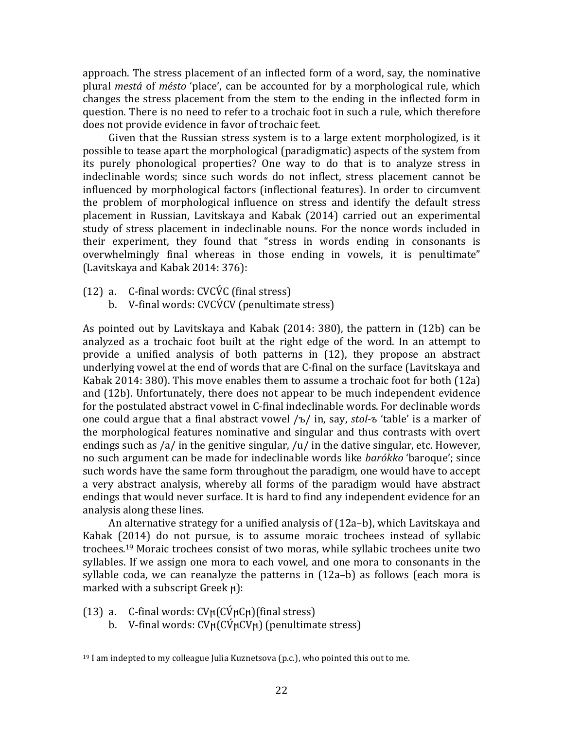approach. The stress placement of an inflected form of a word, say, the nominative plural *mestá* of *mésto* 'place', can be accounted for by a morphological rule, which changes the stress placement from the stem to the ending in the inflected form in question. There is no need to refer to a trochaic foot in such a rule, which therefore does not provide evidence in favor of trochaic feet.

Given that the Russian stress system is to a large extent morphologized, is it possible to tease apart the morphological (paradigmatic) aspects of the system from its purely phonological properties? One way to do that is to analyze stress in indeclinable words; since such words do not inflect, stress placement cannot be influenced by morphological factors (inflectional features). In order to circumvent the problem of morphological influence on stress and identify the default stress placement in Russian, Lavitskaya and Kabak (2014) carried out an experimental study of stress placement in indeclinable nouns. For the nonce words included in their experiment, they found that "stress in words ending in consonants is overwhelmingly final whereas in those ending in vowels, it is penultimate" (Lavitskaya and Kabak 2014: 376):

(12) a. C-final words: CVCV́C (final stress)
  b. V-final words: CVCV́CV (penultimate stress)

As pointed out by Lavitskaya and Kabak (2014: 380), the pattern in (12b) can be analyzed as a trochaic foot built at the right edge of the word. In an attempt to provide a unified analysis of both patterns in (12), they propose an abstract underlying vowel at the end of words that are C-final on the surface (Lavitskaya and Kabak 2014: 380). This move enables them to assume a trochaic foot for both (12a) and (12b). Unfortunately, there does not appear to be much independent evidence for the postulated abstract vowel in C-final indeclinable words. For declinable words one could argue that a final abstract vowel /ъ/ in, say, *stol-*ъ 'table' is a marker of the morphological features nominative and singular and thus contrasts with overt endings such as /a/ in the genitive singular, /u/ in the dative singular, etc. However, no such argument can be made for indeclinable words like *barókko* 'baroque'; since such words have the same form throughout the paradigm, one would have to accept a very abstract analysis, whereby all forms of the paradigm would have abstract endings that would never surface. It is hard to find any independent evidence for an analysis along these lines.

An alternative strategy for a unified analysis of (12a–b), which Lavitskaya and Kabak (2014) do not pursue, is to assume moraic trochees instead of syllabic trochees.[19] Moraic trochees consist of two moras, while syllabic trochees unite two syllables. If we assign one mora to each vowel, and one mora to consonants in the syllable coda, we can reanalyze the patterns in (12a–b) as follows (each mora is marked with a subscript Greek $\mu$):

(13) a. C-final words: $CV_{\mu}(C\acute{V}_{\mu}C_{\mu})$(final stress)
  b. V-final words: $CV_{\mu}(C\acute{V}_{\mu}CV_{\mu})$ (penultimate stress)

---

[19] I am indepted to my colleague Julia Kuznetsova (p.c.), who pointed this out to me.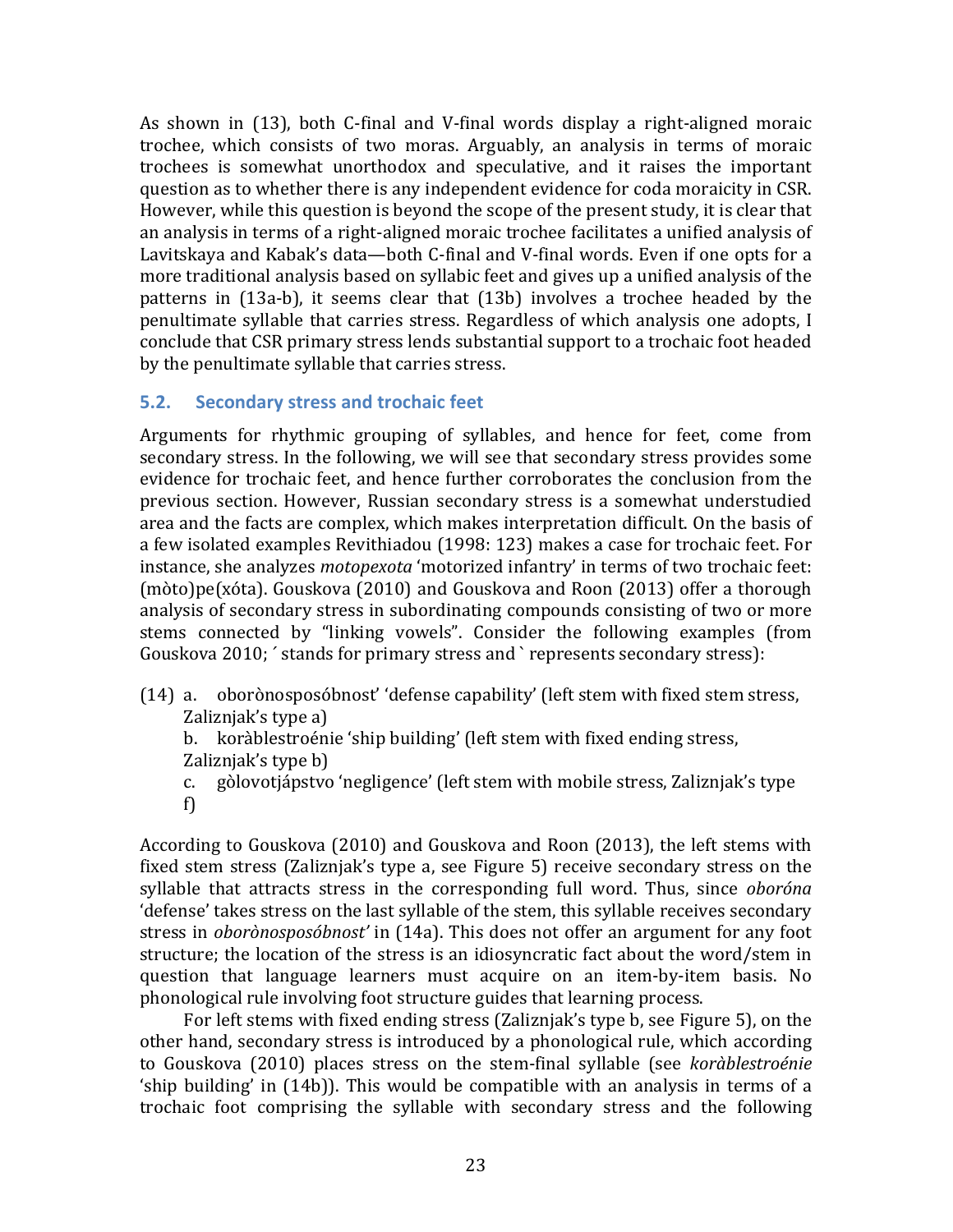As shown in (13), both C-final and V-final words display a right-aligned moraic trochee, which consists of two moras. Arguably, an analysis in terms of moraic trochees is somewhat unorthodox and speculative, and it raises the important question as to whether there is any independent evidence for coda moraicity in CSR. However, while this question is beyond the scope of the present study, it is clear that an analysis in terms of a right-aligned moraic trochee facilitates a unified analysis of Lavitskaya and Kabak's data—both C-final and V-final words. Even if one opts for a more traditional analysis based on syllabic feet and gives up a unified analysis of the patterns in (13a-b), it seems clear that (13b) involves a trochee headed by the penultimate syllable that carries stress. Regardless of which analysis one adopts, I conclude that CSR primary stress lends substantial support to a trochaic foot headed by the penultimate syllable that carries stress.

## 5.2. Secondary stress and trochaic feet

Arguments for rhythmic grouping of syllables, and hence for feet, come from secondary stress. In the following, we will see that secondary stress provides some evidence for trochaic feet, and hence further corroborates the conclusion from the previous section. However, Russian secondary stress is a somewhat understudied area and the facts are complex, which makes interpretation difficult. On the basis of a few isolated examples Revithiadou (1998: 123) makes a case for trochaic feet. For instance, she analyzes *motopexota* 'motorized infantry' in terms of two trochaic feet: (mòto)pe(xóta). Gouskova (2010) and Gouskova and Roon (2013) offer a thorough analysis of secondary stress in subordinating compounds consisting of two or more stems connected by "linking vowels". Consider the following examples (from Gouskova 2010; ´ stands for primary stress and ` represents secondary stress):

(14) a. oboronosposóbnost' 'defense capability' (left stem with fixed stem stress, Zaliznjak's type a)

b. koràblestroénie 'ship building' (left stem with fixed ending stress, Zaliznjak's type b)

c. gòlovotjápstvo 'negligence' (left stem with mobile stress, Zaliznjak's type f)

According to Gouskova (2010) and Gouskova and Roon (2013), the left stems with fixed stem stress (Zaliznjak's type a, see Figure 5) receive secondary stress on the syllable that attracts stress in the corresponding full word. Thus, since *oboróna* 'defense' takes stress on the last syllable of the stem, this syllable receives secondary stress in *oboronosposóbnost'* in (14a). This does not offer an argument for any foot structure; the location of the stress is an idiosyncratic fact about the word/stem in question that language learners must acquire on an item-by-item basis. No phonological rule involving foot structure guides that learning process.

For left stems with fixed ending stress (Zaliznjak's type b, see Figure 5), on the other hand, secondary stress is introduced by a phonological rule, which according to Gouskova (2010) places stress on the stem-final syllable (see *koràblestroénie* 'ship building' in (14b)). This would be compatible with an analysis in terms of a trochaic foot comprising the syllable with secondary stress and the following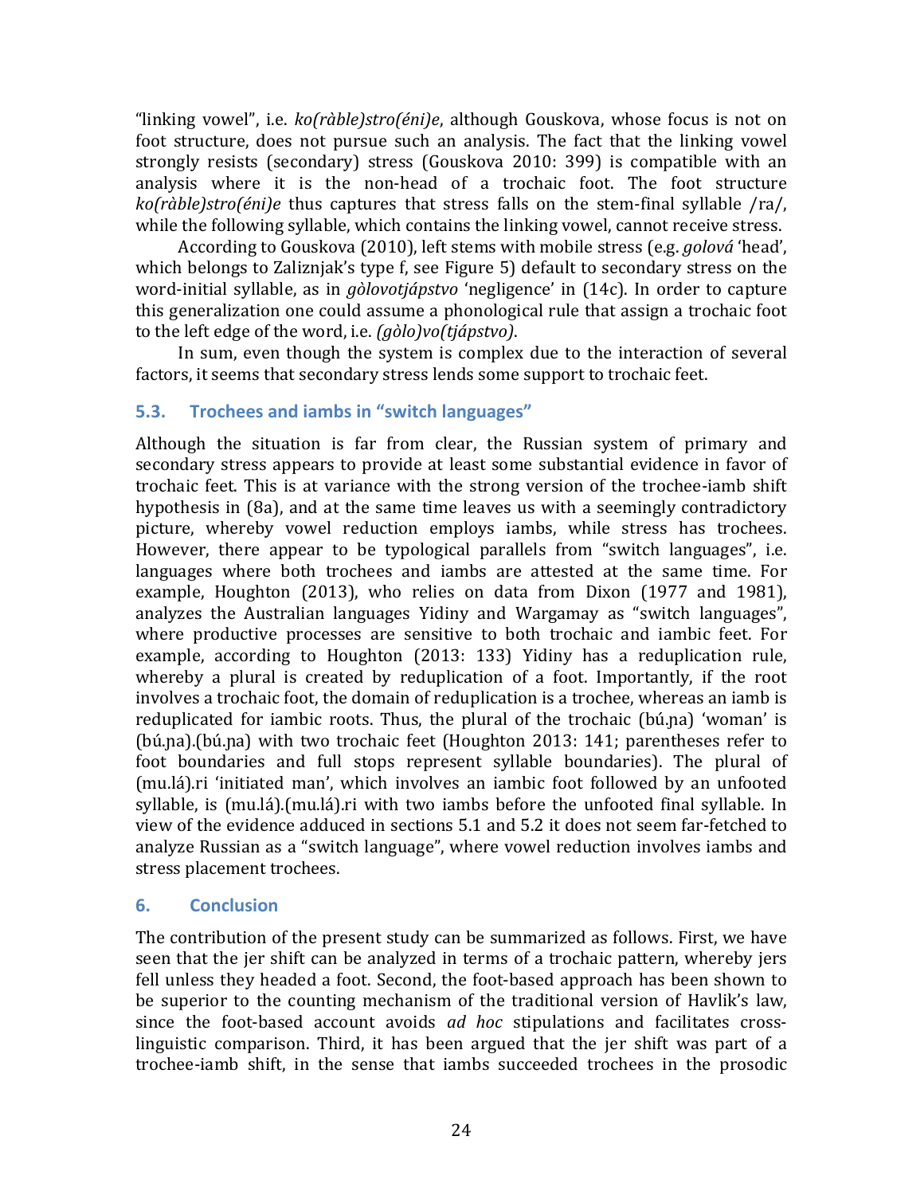"linking vowel", i.e. *ko(ràble)stro(éni)e*, although Gouskova, whose focus is not on foot structure, does not pursue such an analysis. The fact that the linking vowel strongly resists (secondary) stress (Gouskova 2010: 399) is compatible with an analysis where it is the non-head of a trochaic foot. The foot structure *ko(ràble)stro(éni)e* thus captures that stress falls on the stem-final syllable /ra/, while the following syllable, which contains the linking vowel, cannot receive stress.

According to Gouskova (2010), left stems with mobile stress (e.g. *golová* 'head', which belongs to Zaliznjak's type f, see Figure 5) default to secondary stress on the word-initial syllable, as in *gòlovotjápstvo* 'negligence' in (14c). In order to capture this generalization one could assume a phonological rule that assign a trochaic foot to the left edge of the word, i.e. *(gòlo)vo(tjápstvo)*.

In sum, even though the system is complex due to the interaction of several factors, it seems that secondary stress lends some support to trochaic feet.

### 5.3. Trochees and iambs in "switch languages"

Although the situation is far from clear, the Russian system of primary and secondary stress appears to provide at least some substantial evidence in favor of trochaic feet. This is at variance with the strong version of the trochee-iamb shift hypothesis in (8a), and at the same time leaves us with a seemingly contradictory picture, whereby vowel reduction employs iambs, while stress has trochees. However, there appear to be typological parallels from "switch languages", i.e. languages where both trochees and iambs are attested at the same time. For example, Houghton (2013), who relies on data from Dixon (1977 and 1981), analyzes the Australian languages Yidiny and Wargamay as "switch languages", where productive processes are sensitive to both trochaic and iambic feet. For example, according to Houghton (2013: 133) Yidiny has a reduplication rule, whereby a plural is created by reduplication of a foot. Importantly, if the root involves a trochaic foot, the domain of reduplication is a trochee, whereas an iamb is reduplicated for iambic roots. Thus, the plural of the trochaic (bú.ɲa) 'woman' is (bú.ɲa).(bú.ɲa) with two trochaic feet (Houghton 2013: 141; parentheses refer to foot boundaries and full stops represent syllable boundaries). The plural of (mu.lá).ri 'initiated man', which involves an iambic foot followed by an unfooted syllable, is (mu.lá).(mu.lá).ri with two iambs before the unfooted final syllable. In view of the evidence adduced in sections 5.1 and 5.2 it does not seem far-fetched to analyze Russian as a "switch language", where vowel reduction involves iambs and stress placement trochees.

## 6. Conclusion

The contribution of the present study can be summarized as follows. First, we have seen that the jer shift can be analyzed in terms of a trochaic pattern, whereby jers fell unless they headed a foot. Second, the foot-based approach has been shown to be superior to the counting mechanism of the traditional version of Havlik's law, since the foot-based account avoids *ad hoc* stipulations and facilitates cross-linguistic comparison. Third, it has been argued that the jer shift was part of a trochee-iamb shift, in the sense that iambs succeeded trochees in the prosodic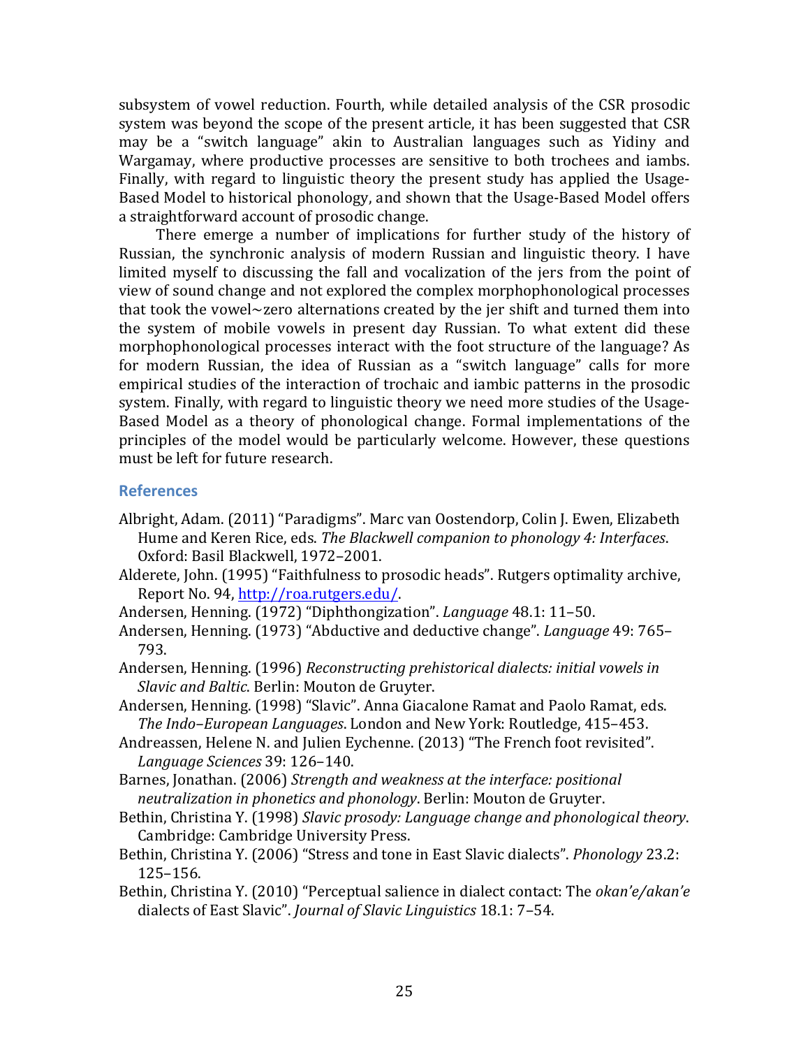subsystem of vowel reduction. Fourth, while detailed analysis of the CSR prosodic system was beyond the scope of the present article, it has been suggested that CSR may be a "switch language" akin to Australian languages such as Yidiny and Wargamay, where productive processes are sensitive to both trochees and iambs. Finally, with regard to linguistic theory the present study has applied the Usage-Based Model to historical phonology, and shown that the Usage-Based Model offers a straightforward account of prosodic change.

There emerge a number of implications for further study of the history of Russian, the synchronic analysis of modern Russian and linguistic theory. I have limited myself to discussing the fall and vocalization of the jers from the point of view of sound change and not explored the complex morphophonological processes that took the vowel~zero alternations created by the jer shift and turned them into the system of mobile vowels in present day Russian. To what extent did these morphophonological processes interact with the foot structure of the language? As for modern Russian, the idea of Russian as a "switch language" calls for more empirical studies of the interaction of trochaic and iambic patterns in the prosodic system. Finally, with regard to linguistic theory we need more studies of the Usage-Based Model as a theory of phonological change. Formal implementations of the principles of the model would be particularly welcome. However, these questions must be left for future research.

## References

Albright, Adam. (2011) "Paradigms". Marc van Oostendorp, Colin J. Ewen, Elizabeth Hume and Keren Rice, eds. *The Blackwell companion to phonology 4: Interfaces*. Oxford: Basil Blackwell, 1972–2001.

Alderete, John. (1995) "Faithfulness to prosodic heads". Rutgers optimality archive, Report No. 94, http://roa.rutgers.edu/.

Andersen, Henning. (1972) "Diphthongization". *Language* 48.1: 11–50.

Andersen, Henning. (1973) "Abductive and deductive change". *Language* 49: 765–793.

Andersen, Henning. (1996) *Reconstructing prehistorical dialects: initial vowels in Slavic and Baltic*. Berlin: Mouton de Gruyter.

Andersen, Henning. (1998) "Slavic". Anna Giacalone Ramat and Paolo Ramat, eds. *The Indo–European Languages*. London and New York: Routledge, 415–453.

Andreassen, Helene N. and Julien Eychenne. (2013) "The French foot revisited". *Language Sciences* 39: 126–140.

Barnes, Jonathan. (2006) *Strength and weakness at the interface: positional neutralization in phonetics and phonology*. Berlin: Mouton de Gruyter.

Bethin, Christina Y. (1998) *Slavic prosody: Language change and phonological theory*. Cambridge: Cambridge University Press.

Bethin, Christina Y. (2006) "Stress and tone in East Slavic dialects". *Phonology* 23.2: 125–156.

Bethin, Christina Y. (2010) "Perceptual salience in dialect contact: The *okan'e/akan'e* dialects of East Slavic". *Journal of Slavic Linguistics* 18.1: 7–54.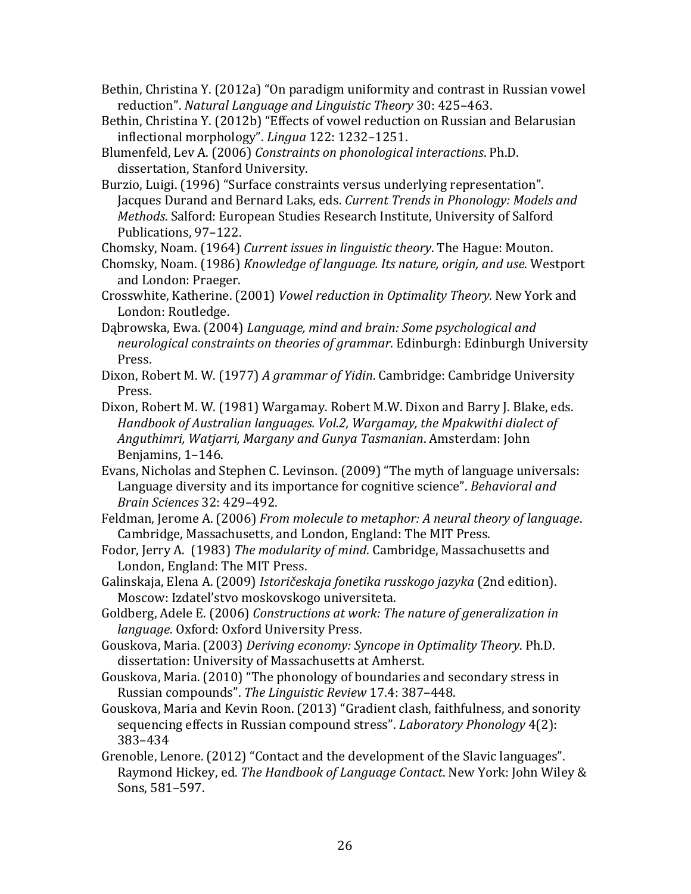Bethin, Christina Y. (2012a) "On paradigm uniformity and contrast in Russian vowel reduction". *Natural Language and Linguistic Theory* 30: 425–463.

Bethin, Christina Y. (2012b) "Effects of vowel reduction on Russian and Belarusian inflectional morphology". *Lingua* 122: 1232–1251.

Blumenfeld, Lev A. (2006) *Constraints on phonological interactions*. Ph.D. dissertation, Stanford University.

Burzio, Luigi. (1996) "Surface constraints versus underlying representation". Jacques Durand and Bernard Laks, eds. *Current Trends in Phonology: Models and Methods*. Salford: European Studies Research Institute, University of Salford Publications, 97–122.

Chomsky, Noam. (1964) *Current issues in linguistic theory*. The Hague: Mouton.

Chomsky, Noam. (1986) *Knowledge of language. Its nature, origin, and use.* Westport and London: Praeger.

Crosswhite, Katherine. (2001) *Vowel reduction in Optimality Theory.* New York and London: Routledge.

Dąbrowska, Ewa. (2004) *Language, mind and brain: Some psychological and neurological constraints on theories of grammar*. Edinburgh: Edinburgh University Press.

Dixon, Robert M. W. (1977) *A grammar of Yidin*. Cambridge: Cambridge University Press.

Dixon, Robert M. W. (1981) Wargamay. Robert M.W. Dixon and Barry J. Blake, eds. *Handbook of Australian languages. Vol.2, Wargamay, the Mpakwithi dialect of Anguthimri, Watjarri, Margany and Gunya Tasmanian*. Amsterdam: John Benjamins, 1–146.

Evans, Nicholas and Stephen C. Levinson. (2009) "The myth of language universals: Language diversity and its importance for cognitive science". *Behavioral and Brain Sciences* 32: 429–492.

Feldman, Jerome A. (2006) *From molecule to metaphor: A neural theory of language*. Cambridge, Massachusetts, and London, England: The MIT Press.

Fodor, Jerry A. (1983) *The modularity of mind*. Cambridge, Massachusetts and London, England: The MIT Press.

Galinskaja, Elena A. (2009) *Istoričeskaja fonetika russkogo jazyka* (2nd edition). Moscow: Izdatel'stvo moskovskogo universiteta.

Goldberg, Adele E. (2006) *Constructions at work: The nature of generalization in language*. Oxford: Oxford University Press.

Gouskova, Maria. (2003) *Deriving economy: Syncope in Optimality Theory*. Ph.D. dissertation: University of Massachusetts at Amherst.

Gouskova, Maria. (2010) "The phonology of boundaries and secondary stress in Russian compounds". *The Linguistic Review* 17.4: 387–448.

Gouskova, Maria and Kevin Roon. (2013) "Gradient clash, faithfulness, and sonority sequencing effects in Russian compound stress". *Laboratory Phonology* 4(2): 383–434

Grenoble, Lenore. (2012) "Contact and the development of the Slavic languages". Raymond Hickey, ed. *The Handbook of Language Contact*. New York: John Wiley & Sons, 581–597.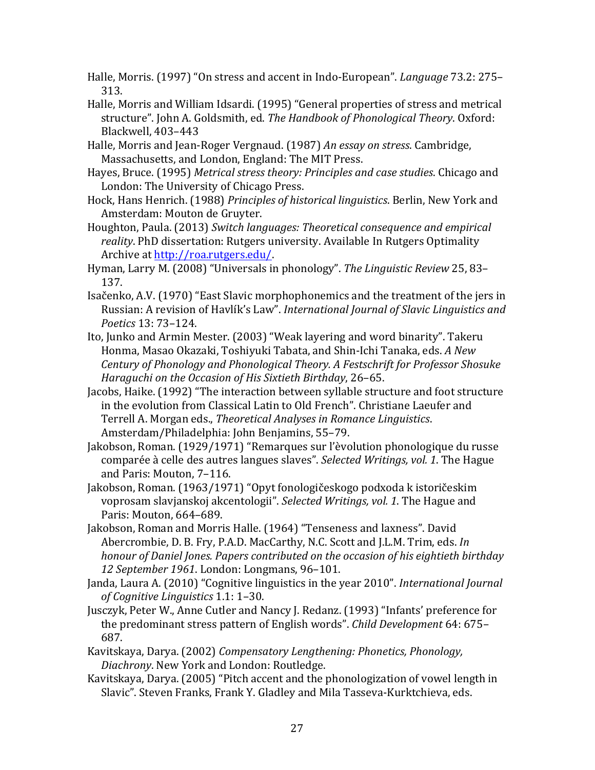Halle, Morris. (1997) “On stress and accent in Indo-European”. *Language* 73.2: 275–313.

Halle, Morris and William Idsardi. (1995) “General properties of stress and metrical structure”. John A. Goldsmith, ed. *The Handbook of Phonological Theory*. Oxford: Blackwell, 403–443

Halle, Morris and Jean-Roger Vergnaud. (1987) *An essay on stress*. Cambridge, Massachusetts, and London, England: The MIT Press.

Hayes, Bruce. (1995) *Metrical stress theory: Principles and case studies*. Chicago and London: The University of Chicago Press.

Hock, Hans Henrich. (1988) *Principles of historical linguistics*. Berlin, New York and Amsterdam: Mouton de Gruyter.

Houghton, Paula. (2013) *Switch languages: Theoretical consequence and empirical reality*. PhD dissertation: Rutgers university. Available In Rutgers Optimality Archive at [http://roa.rutgers.edu/](http://roa.rutgers.edu/).

Hyman, Larry M. (2008) “Universals in phonology”. *The Linguistic Review* 25, 83–137.

Isačenko, A.V. (1970) “East Slavic morphophonemics and the treatment of the jers in Russian: A revision of Havlík’s Law”. *International Journal of Slavic Linguistics and Poetics* 13: 73–124.

Ito, Junko and Armin Mester. (2003) “Weak layering and word binarity”. Takeru Honma, Masao Okazaki, Toshiyuki Tabata, and Shin-Ichi Tanaka, eds. *A New Century of Phonology and Phonological Theory. A Festschrift for Professor Shosuke Haraguchi on the Occasion of His Sixtieth Birthday*, 26–65.

Jacobs, Haike. (1992) “The interaction between syllable structure and foot structure in the evolution from Classical Latin to Old French”. Christiane Laeufer and Terrell A. Morgan eds., *Theoretical Analyses in Romance Linguistics*. Amsterdam/Philadelphia: John Benjamins, 55–79.

Jakobson, Roman. (1929/1971) “Remarques sur l’èvolution phonologique du russe comparée à celle des autres langues slaves”. *Selected Writings, vol. 1*. The Hague and Paris: Mouton, 7–116.

Jakobson, Roman. (1963/1971) “Opyt fonologičeskogo podxoda k istoričeskim voprosam slavjanskoj akcentologii”. *Selected Writings, vol. 1*. The Hague and Paris: Mouton, 664–689.

Jakobson, Roman and Morris Halle. (1964) “Tenseness and laxness”. David Abercrombie, D. B. Fry, P.A.D. MacCarthy, N.C. Scott and J.L.M. Trim, eds. *In honour of Daniel Jones. Papers contributed on the occasion of his eightieth birthday 12 September 1961*. London: Longmans, 96–101.

Janda, Laura A. (2010) “Cognitive linguistics in the year 2010”. *International Journal of Cognitive Linguistics* 1.1: 1–30.

Jusczyk, Peter W., Anne Cutler and Nancy J. Redanz. (1993) “Infants’ preference for the predominant stress pattern of English words”. *Child Development* 64: 675–687.

Kavitskaya, Darya. (2002) *Compensatory Lengthening: Phonetics, Phonology, Diachrony*. New York and London: Routledge.

Kavitskaya, Darya. (2005) “Pitch accent and the phonologization of vowel length in Slavic”. Steven Franks, Frank Y. Gladley and Mila Tasseva-Kurktchieva, eds.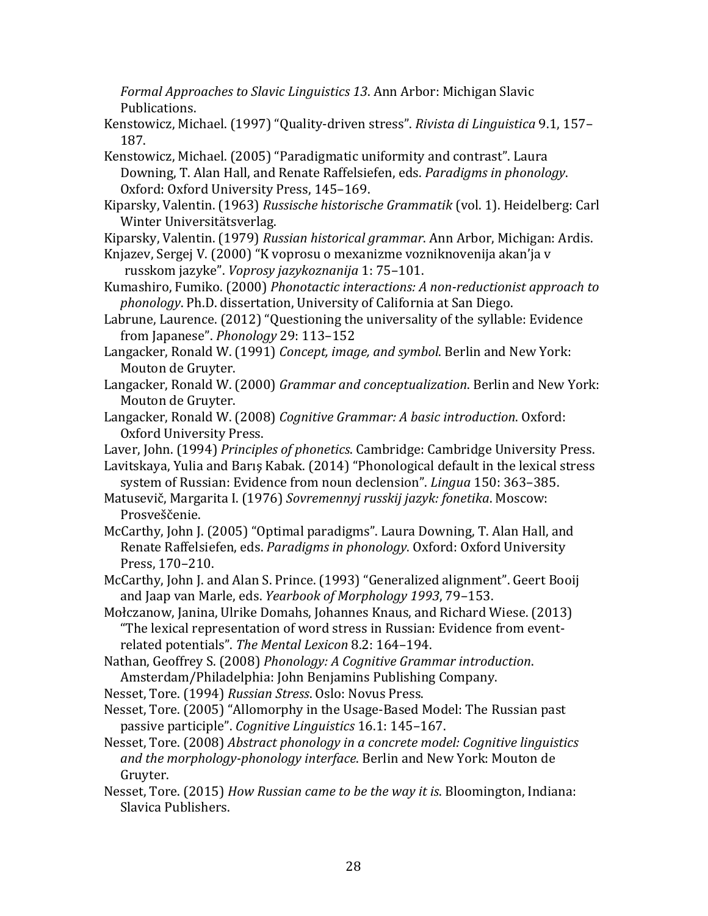*Formal Approaches to Slavic Linguistics 13*. Ann Arbor: Michigan Slavic Publications.

Kenstowicz, Michael. (1997) "Quality-driven stress". *Rivista di Linguistica* 9.1, 157–187.

Kenstowicz, Michael. (2005) "Paradigmatic uniformity and contrast". Laura Downing, T. Alan Hall, and Renate Raffelsiefen, eds. *Paradigms in phonology*. Oxford: Oxford University Press, 145–169.

Kiparsky, Valentin. (1963) *Russische historische Grammatik* (vol. 1). Heidelberg: Carl Winter Universitätsverlag.

Kiparsky, Valentin. (1979) *Russian historical grammar*. Ann Arbor, Michigan: Ardis.

Knjazev, Sergej V. (2000) "K voprosu o mexanizme vozniknovenija akan'ja v russkom jazyke". *Voprosy jazykoznanija* 1: 75–101.

Kumashiro, Fumiko. (2000) *Phonotactic interactions: A non-reductionist approach to phonology*. Ph.D. dissertation, University of California at San Diego.

Labrune, Laurence. (2012) "Questioning the universality of the syllable: Evidence from Japanese". *Phonology* 29: 113–152

Langacker, Ronald W. (1991) *Concept, image, and symbol*. Berlin and New York: Mouton de Gruyter.

Langacker, Ronald W. (2000) *Grammar and conceptualization*. Berlin and New York: Mouton de Gruyter.

Langacker, Ronald W. (2008) *Cognitive Grammar: A basic introduction*. Oxford: Oxford University Press.

Laver, John. (1994) *Principles of phonetics*. Cambridge: Cambridge University Press.

Lavitskaya, Yulia and Barış Kabak. (2014) "Phonological default in the lexical stress system of Russian: Evidence from noun declension". *Lingua* 150: 363–385.

Matusevič, Margarita I. (1976) *Sovremennyj russkij jazyk: fonetika*. Moscow: Prosveščenie.

McCarthy, John J. (2005) "Optimal paradigms". Laura Downing, T. Alan Hall, and Renate Raffelsiefen, eds. *Paradigms in phonology*. Oxford: Oxford University Press, 170–210.

McCarthy, John J. and Alan S. Prince. (1993) "Generalized alignment". Geert Booij and Jaap van Marle, eds. *Yearbook of Morphology 1993*, 79–153.

Mołczanow, Janina, Ulrike Domahs, Johannes Knaus, and Richard Wiese. (2013) "The lexical representation of word stress in Russian: Evidence from event-related potentials". *The Mental Lexicon* 8.2: 164–194.

Nathan, Geoffrey S. (2008) *Phonology: A Cognitive Grammar introduction*. Amsterdam/Philadelphia: John Benjamins Publishing Company.

Nesset, Tore. (1994) *Russian Stress*. Oslo: Novus Press.

Nesset, Tore. (2005) "Allomorphy in the Usage-Based Model: The Russian past passive participle". *Cognitive Linguistics* 16.1: 145–167.

Nesset, Tore. (2008) *Abstract phonology in a concrete model: Cognitive linguistics and the morphology-phonology interface*. Berlin and New York: Mouton de Gruyter.

Nesset, Tore. (2015) *How Russian came to be the way it is*. Bloomington, Indiana: Slavica Publishers.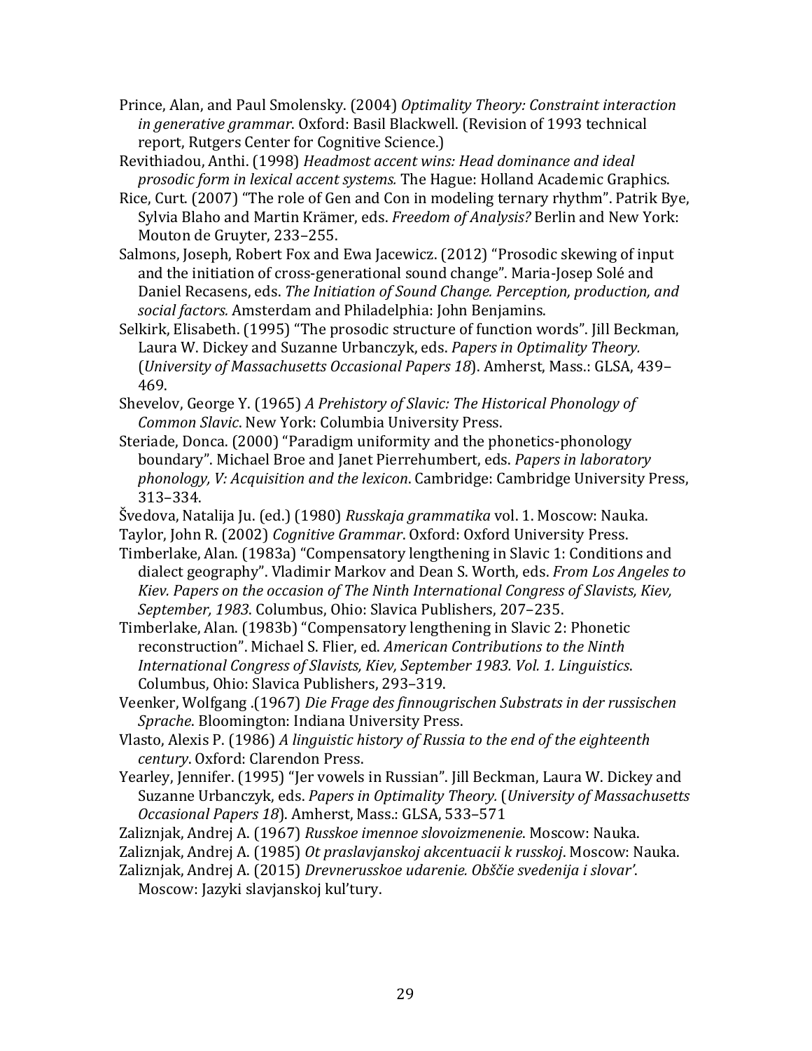Prince, Alan, and Paul Smolensky. (2004) *Optimality Theory: Constraint interaction in generative grammar*. Oxford: Basil Blackwell. (Revision of 1993 technical report, Rutgers Center for Cognitive Science.)

Revithiadou, Anthi. (1998) *Headmost accent wins: Head dominance and ideal prosodic form in lexical accent systems.* The Hague: Holland Academic Graphics.

Rice, Curt. (2007) "The role of Gen and Con in modeling ternary rhythm". Patrik Bye, Sylvia Blaho and Martin Krämer, eds. *Freedom of Analysis?* Berlin and New York: Mouton de Gruyter, 233–255.

Salmons, Joseph, Robert Fox and Ewa Jacewicz. (2012) "Prosodic skewing of input and the initiation of cross-generational sound change". Maria-Josep Solé and Daniel Recasens, eds. *The Initiation of Sound Change. Perception, production, and social factors.* Amsterdam and Philadelphia: John Benjamins.

Selkirk, Elisabeth. (1995) "The prosodic structure of function words". Jill Beckman, Laura W. Dickey and Suzanne Urbanczyk, eds. *Papers in Optimality Theory.* (*University of Massachusetts Occasional Papers 18*). Amherst, Mass.: GLSA, 439–469.

Shevelov, George Y. (1965) *A Prehistory of Slavic: The Historical Phonology of Common Slavic*. New York: Columbia University Press.

Steriade, Donca. (2000) "Paradigm uniformity and the phonetics-phonology boundary". Michael Broe and Janet Pierrehumbert, eds. *Papers in laboratory phonology, V: Acquisition and the lexicon*. Cambridge: Cambridge University Press, 313–334.

Švedova, Natalija Ju. (ed.) (1980) *Russkaja grammatika* vol. 1. Moscow: Nauka.

Taylor, John R. (2002) *Cognitive Grammar*. Oxford: Oxford University Press.

Timberlake, Alan. (1983a) "Compensatory lengthening in Slavic 1: Conditions and dialect geography". Vladimir Markov and Dean S. Worth, eds. *From Los Angeles to Kiev. Papers on the occasion of The Ninth International Congress of Slavists, Kiev, September, 1983*. Columbus, Ohio: Slavica Publishers, 207–235.

Timberlake, Alan. (1983b) "Compensatory lengthening in Slavic 2: Phonetic reconstruction". Michael S. Flier, ed. *American Contributions to the Ninth International Congress of Slavists, Kiev, September 1983. Vol. 1. Linguistics*. Columbus, Ohio: Slavica Publishers, 293–319.

Veenker, Wolfgang .(1967) *Die Frage des finnougrischen Substrats in der russischen Sprache*. Bloomington: Indiana University Press.

Vlasto, Alexis P. (1986) *A linguistic history of Russia to the end of the eighteenth century*. Oxford: Clarendon Press.

Yearley, Jennifer. (1995) "Jer vowels in Russian". Jill Beckman, Laura W. Dickey and Suzanne Urbanczyk, eds. *Papers in Optimality Theory.* (*University of Massachusetts Occasional Papers 18*). Amherst, Mass.: GLSA, 533–571

Zaliznjak, Andrej A. (1967) *Russkoe imennoe slovoizmenenie*. Moscow: Nauka.

Zaliznjak, Andrej A. (1985) *Ot praslavjanskoj akcentuacii k russkoj*. Moscow: Nauka.

Zaliznjak, Andrej A. (2015) *Drevnerusskoe udarenie. Obščie svedenija i slovar'.* Moscow: Jazyki slavjanskoj kul'tury.